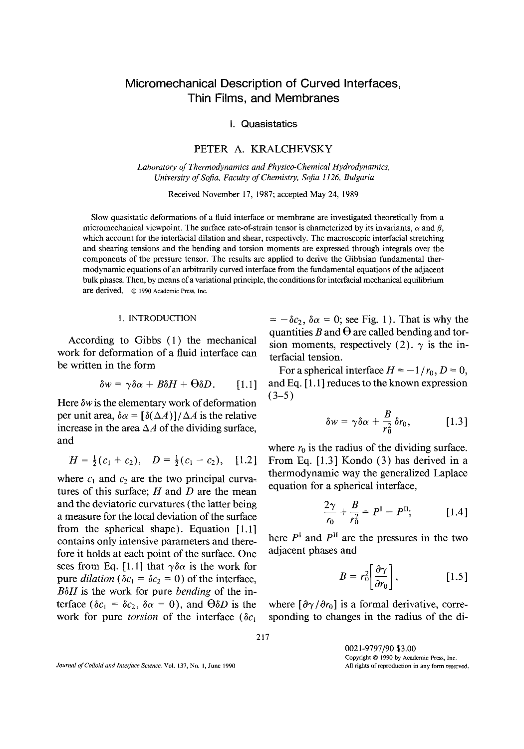# Micromechanical Description of Curved Interfaces, Thin Films, and Membranes

## I. Quasistatics

PETER A. KRALCHEVSKY

*Laboratory of Thermodynamics and Physico-Chemical Hydrodynamics, University of Sofia, Faculty of Chemistry, Sofia 1126, Bulgaria*

Received November 17, 1987; accepted May 24, 1989

Slow quasistatic deformations of a fluid interface or membrane are investigated theoretically from a micromechanical viewpoint. The surface rate-of-strain tensor is characterized by its invariants, $\alpha$ and $\beta$, which account for the interfacial dilation and shear, respectively. The macroscopic interfacial stretching and shearing tensions and the bending and torsion moments are expressed through integrals over the components of the pressure tensor. The results are applied to derive the Gibbsian fundamental thermodynamic equations of an arbitrarily curved interface from the fundamental equations of the adjacent bulk phases. Then, by means of a variational principle, the conditions for interfacial mechanical equilibrium are derived. © 1990 Academic Press, Inc.

### 1. INTRODUCTION

According to Gibbs (1) the mechanical work for deformation of a fluid interface can be written in the form

$$\delta w = \gamma \delta\alpha + B\delta H + \Theta\delta D. \qquad [1.1]$$

Here $\delta w$ is the elementary work of deformation per unit area, $\delta\alpha = [\delta(\Delta A)]/\Delta A$ is the relative increase in the area $\Delta A$ of the dividing surface, and

$$H = \tfrac{1}{2}(c_1 + c_2), \quad D = \tfrac{1}{2}(c_1 - c_2), \qquad [1.2]$$

where $c_1$ and $c_2$ are the two principal curvatures of this surface; $H$ and $D$ are the mean and the deviatoric curvatures (the latter being a measure for the local deviation of the surface from the spherical shape). Equation [1.1] contains only intensive parameters and therefore it holds at each point of the surface. One sees from Eq. [1.1] that $\gamma\delta\alpha$ is the work for pure *dilation* ($\delta c_1 = \delta c_2 = 0$) of the interface, $B\delta H$ is the work for pure *bending* of the interface ($\delta c_1 = \delta c_2$, $\delta\alpha = 0$), and $\Theta\delta D$ is the work for pure *torsion* of the interface ($\delta c_1 = -\delta c_2$, $\delta\alpha = 0$; see Fig. 1). That is why the quantities $B$ and $\Theta$ are called bending and torsion moments, respectively (2). $\gamma$ is the interfacial tension.

For a spherical interface $H = -1/r_0$, $D = 0$, and Eq. [1.1] reduces to the known expression (3–5)

$$\delta w = \gamma \delta\alpha + \frac{B}{r_0^2}\delta r_0, \qquad [1.3]$$

where $r_0$ is the radius of the dividing surface. From Eq. [1.3] Kondo (3) has derived in a thermodynamic way the generalized Laplace equation for a spherical interface,

$$\frac{2\gamma}{r_0} + \frac{B}{r_0^2} = P^{\mathrm{I}} - P^{\mathrm{II}}; \qquad [1.4]$$

here $P^{\mathrm{I}}$ and $P^{\mathrm{II}}$ are the pressures in the two adjacent phases and

$$B = r_0^2\left[\frac{\partial\gamma}{\partial r_0}\right], \qquad [1.5]$$

where $[\partial\gamma/\partial r_0]$ is a formal derivative, corresponding to changes in the radius of the di-

0021-9797/90 $3.00
Copyright © 1990 by Academic Press, Inc.
All rights of reproduction in any form reserved.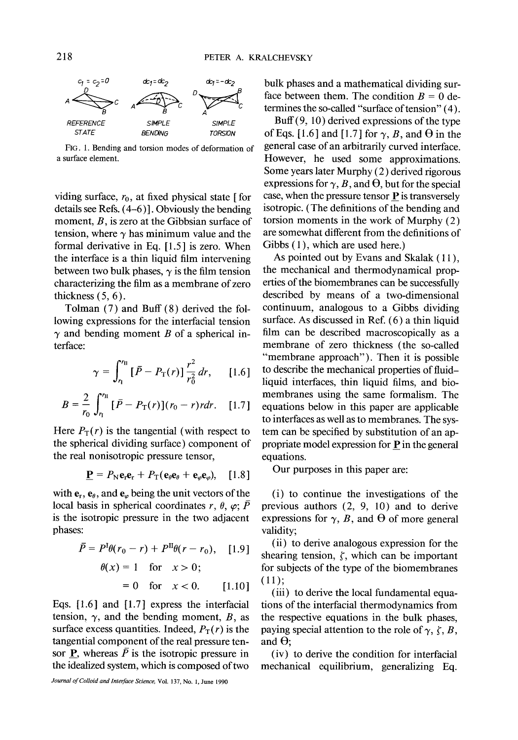FIG. 1. Bending and torsion modes of deformation of a surface element.

viding surface, $r_0$, at fixed physical state [for details see Refs. (4–6)]. Obviously the bending moment, $B$, is zero at the Gibbsian surface of tension, where $\gamma$ has minimum value and the formal derivative in Eq. [1.5] is zero. When the interface is a thin liquid film intervening between two bulk phases, $\gamma$ is the film tension characterizing the film as a membrane of zero thickness (5, 6).

Tolman (7) and Buff (8) derived the following expressions for the interfacial tension $\gamma$ and bending moment $B$ of a spherical interface:

$$\gamma = \int_{r_\mathrm{I}}^{r_\mathrm{II}} [\bar{P} - P_\mathrm{T}(r)] \frac{r^2}{r_0^2}\, dr, \qquad [1.6]$$

$$B = \frac{2}{r_0} \int_{r_\mathrm{I}}^{r_\mathrm{II}} [\bar{P} - P_\mathrm{T}(r)](r_0 - r) r dr. \qquad [1.7]$$

Here $P_\mathrm{T}(r)$ is the tangential (with respect to the spherical dividing surface) component of the real nonisotropic pressure tensor,

$$\underline{\mathbf{P}} = P_\mathrm{N}\mathbf{e}_r\mathbf{e}_r + P_\mathrm{T}(\mathbf{e}_\theta\mathbf{e}_\theta + \mathbf{e}_\varphi\mathbf{e}_\varphi), \qquad [1.8]$$

with $\mathbf{e}_r$, $\mathbf{e}_\theta$, and $\mathbf{e}_\varphi$ being the unit vectors of the local basis in spherical coordinates $r$, $\theta$, $\varphi$; $\bar{P}$ is the isotropic pressure in the two adjacent phases:

$$\bar{P} = P^\mathrm{I}\theta(r_0 - r) + P^\mathrm{II}\theta(r - r_0), \qquad [1.9]$$

$$\theta(x) = 1 \quad \text{for} \quad x > 0;$$

$$= 0 \quad \text{for} \quad x < 0. \qquad [1.10]$$

Eqs. [1.6] and [1.7] express the interfacial tension, $\gamma$, and the bending moment, $B$, as surface excess quantities. Indeed, $P_\mathrm{T}(r)$ is the tangential component of the real pressure tensor $\underline{\mathbf{P}}$, whereas $\bar{P}$ is the isotropic pressure in the idealized system, which is composed of two bulk phases and a mathematical dividing surface between them. The condition $B = 0$ determines the so-called "surface of tension" (4).

Buff (9, 10) derived expressions of the type of Eqs. [1.6] and [1.7] for $\gamma$, $B$, and $\Theta$ in the general case of an arbitrarily curved interface. However, he used some approximations. Some years later Murphy (2) derived rigorous expressions for $\gamma$, $B$, and $\Theta$, but for the special case, when the pressure tensor $\underline{\mathbf{P}}$ is transversely isotropic. (The definitions of the bending and torsion moments in the work of Murphy (2) are somewhat different from the definitions of Gibbs (1), which are used here.)

As pointed out by Evans and Skalak (11), the mechanical and thermodynamical properties of the biomembranes can be successfully described by means of a two-dimensional continuum, analogous to a Gibbs dividing surface. As discussed in Ref. (6) a thin liquid film can be described macroscopically as a membrane of zero thickness (the so-called "membrane approach"). Then it is possible to describe the mechanical properties of fluid–liquid interfaces, thin liquid films, and biomembranes using the same formalism. The equations below in this paper are applicable to interfaces as well as to membranes. The system can be specified by substitution of an appropriate model expression for $\underline{\mathbf{P}}$ in the general equations.

Our purposes in this paper are:

(i) to continue the investigations of the previous authors (2, 9, 10) and to derive expressions for $\gamma$, $B$, and $\Theta$ of more general validity;

(ii) to derive analogous expression for the shearing tension, $\zeta$, which can be important for subjects of the type of the biomembranes (11);

(iii) to derive the local fundamental equations of the interfacial thermodynamics from the respective equations in the bulk phases, paying special attention to the role of $\gamma$, $\zeta$, $B$, and $\Theta$;

(iv) to derive the condition for interfacial mechanical equilibrium, generalizing Eq.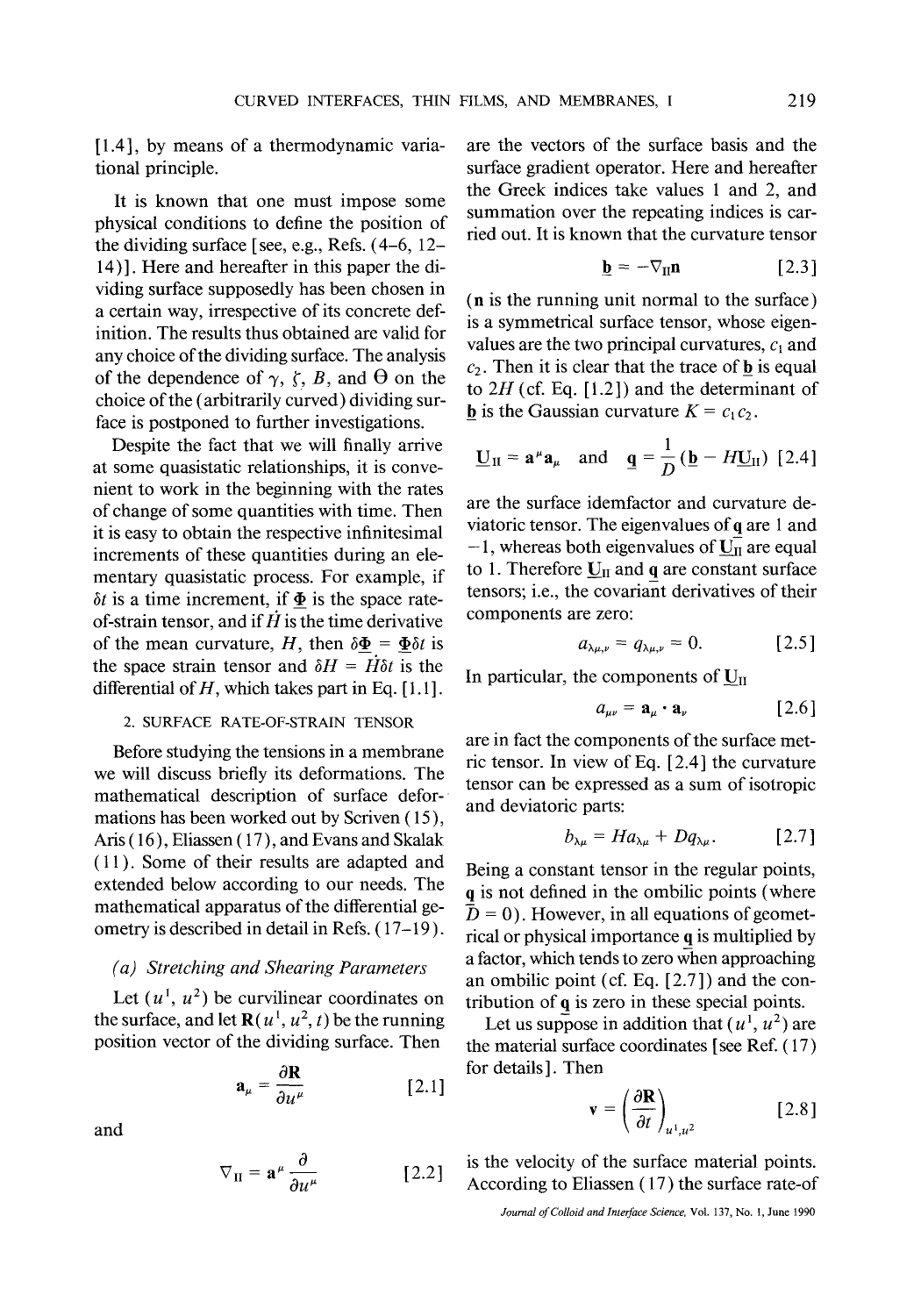[1.4], by means of a thermodynamic variational principle.

It is known that one must impose some physical conditions to define the position of the dividing surface [see, e.g., Refs. (4–6, 12–14)]. Here and hereafter in this paper the dividing surface supposedly has been chosen in a certain way, irrespective of its concrete definition. The results thus obtained are valid for any choice of the dividing surface. The analysis of the dependence of $\gamma$, $\zeta$, $B$, and $\Theta$ on the choice of the (arbitrarily curved) dividing surface is postponed to further investigations.

Despite the fact that we will finally arrive at some quasistatic relationships, it is convenient to work in the beginning with the rates of change of some quantities with time. Then it is easy to obtain the respective infinitesimal increments of these quantities during an elementary quasistatic process. For example, if $\delta t$ is a time increment, if $\underline{\Phi}$ is the space rate-of-strain tensor, and if $\dot{H}$ is the time derivative of the mean curvature, $H$, then $\delta\underline{\Phi} = \underline{\Phi}\delta t$ is the space strain tensor and $\delta H = \dot{H}\delta t$ is the differential of $H$, which takes part in Eq. [1.1].

## 2. SURFACE RATE-OF-STRAIN TENSOR

Before studying the tensions in a membrane we will discuss briefly its deformations. The mathematical description of surface deformations has been worked out by Scriven (15), Aris (16), Eliassen (17), and Evans and Skalak (11). Some of their results are adapted and extended below according to our needs. The mathematical apparatus of the differential geometry is described in detail in Refs. (17–19).

### *(a) Stretching and Shearing Parameters*

Let $(u^1, u^2)$ be curvilinear coordinates on the surface, and let $\mathbf{R}(u^1, u^2, t)$ be the running position vector of the dividing surface. Then

$$\mathbf{a}_\mu = \frac{\partial \mathbf{R}}{\partial u^\mu} \qquad [2.1]$$

and

$$\nabla_{\text{II}} = \mathbf{a}^\mu \frac{\partial}{\partial u^\mu} \qquad [2.2]$$

are the vectors of the surface basis and the surface gradient operator. Here and hereafter the Greek indices take values 1 and 2, and summation over the repeating indices is carried out. It is known that the curvature tensor

$$\underline{\mathbf{b}} = -\nabla_{\text{II}}\mathbf{n} \qquad [2.3]$$

($\mathbf{n}$ is the running unit normal to the surface) is a symmetrical surface tensor, whose eigenvalues are the two principal curvatures, $c_1$ and $c_2$. Then it is clear that the trace of $\underline{\mathbf{b}}$ is equal to $2H$ (cf. Eq. [1.2]) and the determinant of $\underline{\mathbf{b}}$ is the Gaussian curvature $K = c_1c_2$.

$$\underline{\mathbf{U}}_{\text{II}} = \mathbf{a}^\mu\mathbf{a}_\mu \quad \text{and} \quad \underline{\mathbf{q}} = \frac{1}{D}(\underline{\mathbf{b}} - H\underline{\mathbf{U}}_{\text{II}}) \qquad [2.4]$$

are the surface idemfactor and curvature deviatoric tensor. The eigenvalues of $\underline{\mathbf{q}}$ are 1 and $-1$, whereas both eigenvalues of $\underline{\mathbf{U}}_{\text{II}}$ are equal to 1. Therefore $\underline{\mathbf{U}}_{\text{II}}$ and $\underline{\mathbf{q}}$ are constant surface tensors; i.e., the covariant derivatives of their components are zero:

$$a_{\lambda\mu,\nu} = q_{\lambda\mu,\nu} = 0. \qquad [2.5]$$

In particular, the components of $\underline{\mathbf{U}}_{\text{II}}$

$$a_{\mu\nu} = \mathbf{a}_\mu \cdot \mathbf{a}_\nu \qquad [2.6]$$

are in fact the components of the surface metric tensor. In view of Eq. [2.4] the curvature tensor can be expressed as a sum of isotropic and deviatoric parts:

$$b_{\lambda\mu} = Ha_{\lambda\mu} + Dq_{\lambda\mu}. \qquad [2.7]$$

Being a constant tensor in the regular points, $\underline{\mathbf{q}}$ is not defined in the ombilic points (where $D = 0$). However, in all equations of geometrical or physical importance $\underline{\mathbf{q}}$ is multiplied by a factor, which tends to zero when approaching an ombilic point (cf. Eq. [2.7]) and the contribution of $\underline{\mathbf{q}}$ is zero in these special points.

Let us suppose in addition that $(u^1, u^2)$ are the material surface coordinates [see Ref. (17) for details]. Then

$$\mathbf{v} = \left(\frac{\partial \mathbf{R}}{\partial t}\right)_{u^1,u^2} \qquad [2.8]$$

is the velocity of the surface material points. According to Eliassen (17) the surface rate-of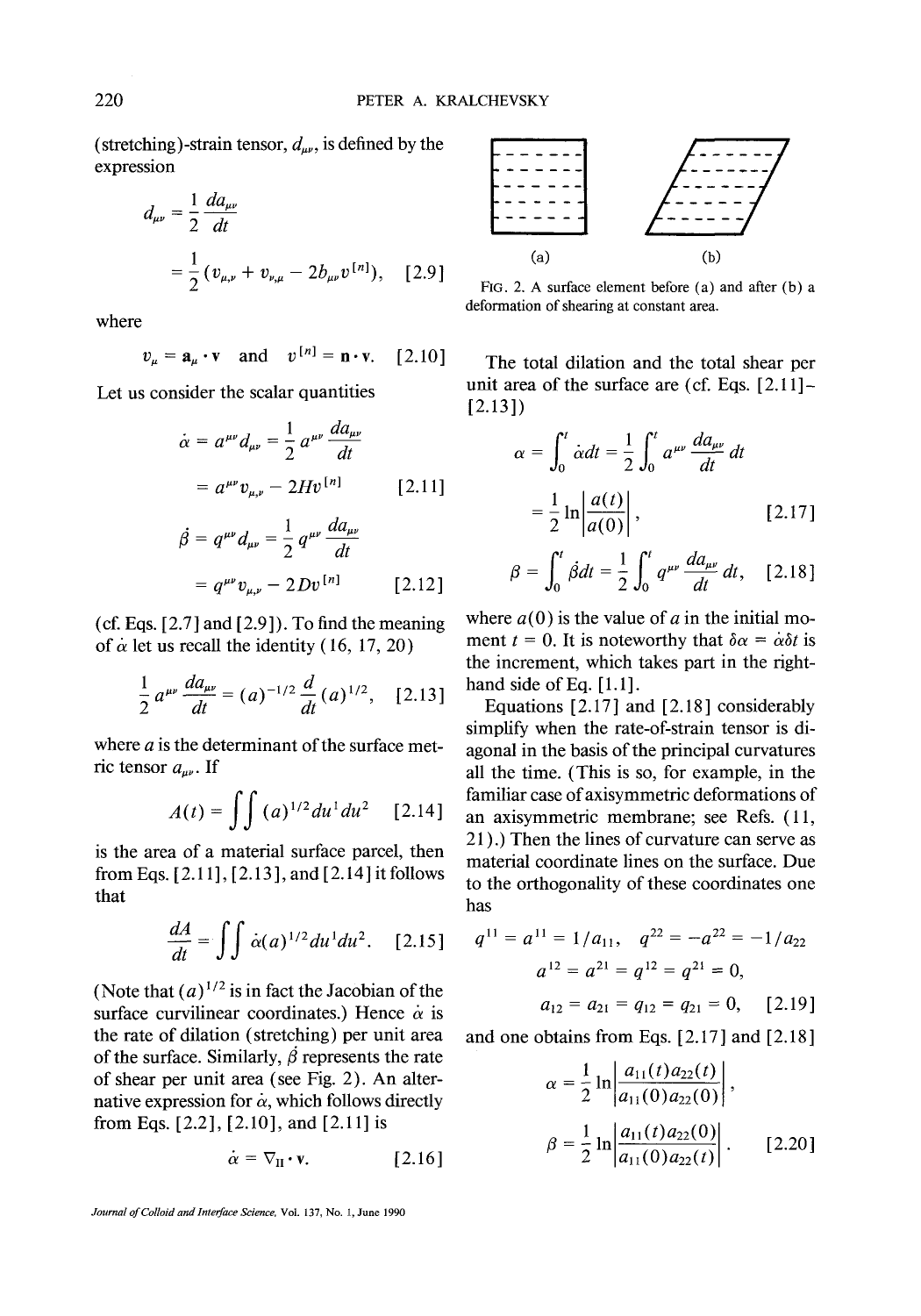(stretching)-strain tensor, $d_{\mu\nu}$, is defined by the expression

$$d_{\mu\nu} = \frac{1}{2}\frac{da_{\mu\nu}}{dt}$$

$$= \frac{1}{2}(v_{\mu,\nu} + v_{\nu,\mu} - 2b_{\mu\nu}v^{[n]}), \quad [2.9]$$

where

$$v_\mu = \mathbf{a}_\mu \cdot \mathbf{v} \quad \text{and} \quad v^{[n]} = \mathbf{n} \cdot \mathbf{v}. \quad [2.10]$$

Let us consider the scalar quantities

$$\dot{\alpha} = a^{\mu\nu}d_{\mu\nu} = \frac{1}{2}a^{\mu\nu}\frac{da_{\mu\nu}}{dt}$$

$$= a^{\mu\nu}v_{\mu,\nu} - 2Hv^{[n]} \quad [2.11]$$

$$\dot{\beta} = q^{\mu\nu}d_{\mu\nu} = \frac{1}{2}q^{\mu\nu}\frac{da_{\mu\nu}}{dt}$$

$$= q^{\mu\nu}v_{\mu,\nu} - 2Dv^{[n]} \quad [2.12]$$

(cf. Eqs. [2.7] and [2.9]). To find the meaning of $\dot{\alpha}$ let us recall the identity (16, 17, 20)

$$\frac{1}{2}a^{\mu\nu}\frac{da_{\mu\nu}}{dt} = (a)^{-1/2}\frac{d}{dt}(a)^{1/2}, \quad [2.13]$$

where $a$ is the determinant of the surface metric tensor $a_{\mu\nu}$. If

$$A(t) = \iint (a)^{1/2}du^1du^2 \quad [2.14]$$

is the area of a material surface parcel, then from Eqs. [2.11], [2.13], and [2.14] it follows that

$$\frac{dA}{dt} = \iint \dot{\alpha}(a)^{1/2}du^1du^2. \quad [2.15]$$

(Note that $(a)^{1/2}$ is in fact the Jacobian of the surface curvilinear coordinates.) Hence $\dot{\alpha}$ is the rate of dilation (stretching) per unit area of the surface. Similarly, $\dot{\beta}$ represents the rate of shear per unit area (see Fig. 2). An alternative expression for $\dot{\alpha}$, which follows directly from Eqs. [2.2], [2.10], and [2.11] is

$$\dot{\alpha} = \nabla_{\text{II}} \cdot \mathbf{v}. \quad [2.16]$$

(a) (b)

FIG. 2. A surface element before (a) and after (b) a deformation of shearing at constant area.

The total dilation and the total shear per unit area of the surface are (cf. Eqs. [2.11]–[2.13])

$$\alpha = \int_0^t \dot{\alpha}dt = \frac{1}{2}\int_0^t a^{\mu\nu}\frac{da_{\mu\nu}}{dt}dt$$

$$= \frac{1}{2}\ln\left|\frac{a(t)}{a(0)}\right|, \quad [2.17]$$

$$\beta = \int_0^t \dot{\beta}dt = \frac{1}{2}\int_0^t q^{\mu\nu}\frac{da_{\mu\nu}}{dt}dt, \quad [2.18]$$

where $a(0)$ is the value of $a$ in the initial moment $t = 0$. It is noteworthy that $\delta\alpha = \dot{\alpha}\delta t$ is the increment, which takes part in the right-hand side of Eq. [1.1].

Equations [2.17] and [2.18] considerably simplify when the rate-of-strain tensor is diagonal in the basis of the principal curvatures all the time. (This is so, for example, in the familiar case of axisymmetric deformations of an axisymmetric membrane; see Refs. (11, 21).) Then the lines of curvature can serve as material coordinate lines on the surface. Due to the orthogonality of these coordinates one has

$$q^{11} = a^{11} = 1/a_{11}, \quad q^{22} = -a^{22} = -1/a_{22}$$

$$a^{12} = a^{21} = q^{12} = q^{21} = 0,$$

$$a_{12} = a_{21} = q_{12} = q_{21} = 0, \quad [2.19]$$

and one obtains from Eqs. [2.17] and [2.18]

$$\alpha = \frac{1}{2}\ln\left|\frac{a_{11}(t)a_{22}(t)}{a_{11}(0)a_{22}(0)}\right|,$$

$$\beta = \frac{1}{2}\ln\left|\frac{a_{11}(t)a_{22}(0)}{a_{11}(0)a_{22}(t)}\right|. \quad [2.20]$$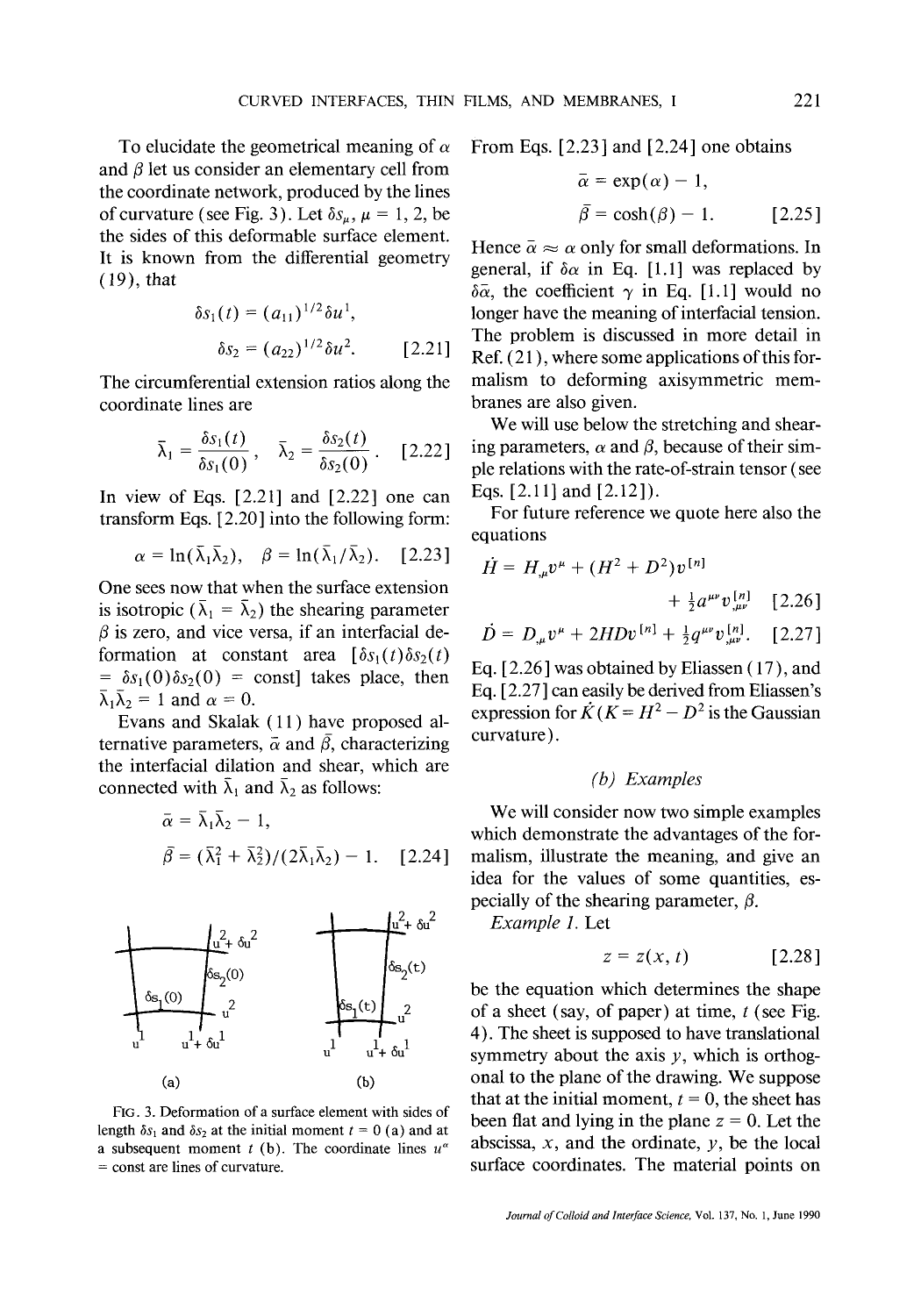To elucidate the geometrical meaning of $\alpha$ and $\beta$ let us consider an elementary cell from the coordinate network, produced by the lines of curvature (see Fig. 3). Let $\delta s_\mu$, $\mu = 1, 2$, be the sides of this deformable surface element. It is known from the differential geometry (19), that

$$\delta s_1(t) = (a_{11})^{1/2}\delta u^1,$$
$$\delta s_2 = (a_{22})^{1/2}\delta u^2. \qquad [2.21]$$

The circumferential extension ratios along the coordinate lines are

$$\bar{\lambda}_1 = \frac{\delta s_1(t)}{\delta s_1(0)}, \quad \bar{\lambda}_2 = \frac{\delta s_2(t)}{\delta s_2(0)}. \qquad [2.22]$$

In view of Eqs. [2.21] and [2.22] one can transform Eqs. [2.20] into the following form:

$$\alpha = \ln(\bar{\lambda}_1\bar{\lambda}_2), \quad \beta = \ln(\bar{\lambda}_1/\bar{\lambda}_2). \qquad [2.23]$$

One sees now that when the surface extension is isotropic ($\bar{\lambda}_1 = \bar{\lambda}_2$) the shearing parameter $\beta$ is zero, and vice versa, if an interfacial deformation at constant area $[\delta s_1(t)\delta s_2(t) = \delta s_1(0)\delta s_2(0) = \text{const}]$ takes place, then $\bar{\lambda}_1\bar{\lambda}_2 = 1$ and $\alpha = 0$.

Evans and Skalak (11) have proposed alternative parameters, $\bar{\alpha}$ and $\bar{\beta}$, characterizing the interfacial dilation and shear, which are connected with $\bar{\lambda}_1$ and $\bar{\lambda}_2$ as follows:

$$\bar{\alpha} = \bar{\lambda}_1\bar{\lambda}_2 - 1,$$
$$\bar{\beta} = (\bar{\lambda}_1^2 + \bar{\lambda}_2^2)/(2\bar{\lambda}_1\bar{\lambda}_2) - 1. \qquad [2.24]$$

FIG. 3. Deformation of a surface element with sides of length $\delta s_1$ and $\delta s_2$ at the initial moment $t = 0$ (a) and at a subsequent moment $t$ (b). The coordinate lines $u^\alpha$ = const are lines of curvature.

From Eqs. [2.23] and [2.24] one obtains

$$\bar{\alpha} = \exp(\alpha) - 1,$$
$$\bar{\beta} = \cosh(\beta) - 1. \qquad [2.25]$$

Hence $\bar{\alpha} \approx \alpha$ only for small deformations. In general, if $\delta\alpha$ in Eq. [1.1] was replaced by $\delta\bar{\alpha}$, the coefficient $\gamma$ in Eq. [1.1] would no longer have the meaning of interfacial tension. The problem is discussed in more detail in Ref. (21), where some applications of this formalism to deforming axisymmetric membranes are also given.

We will use below the stretching and shearing parameters, $\alpha$ and $\beta$, because of their simple relations with the rate-of-strain tensor (see Eqs. [2.11] and [2.12]).

For future reference we quote here also the equations

$$\dot{H} = H_{,\mu}v^\mu + (H^2 + D^2)v^{[n]} + \tfrac{1}{2}a^{\mu\nu}v^{[n]}_{,\mu\nu} \qquad [2.26]$$

$$\dot{D} = D_{,\mu}v^\mu + 2HDv^{[n]} + \tfrac{1}{2}q^{\mu\nu}v^{[n]}_{,\mu\nu}. \qquad [2.27]$$

Eq. [2.26] was obtained by Eliassen (17), and Eq. [2.27] can easily be derived from Eliassen's expression for $\dot{K}$ ($K = H^2 - D^2$ is the Gaussian curvature).

### (b) Examples

We will consider now two simple examples which demonstrate the advantages of the formalism, illustrate the meaning, and give an idea for the values of some quantities, especially of the shearing parameter, $\beta$.

*Example 1.* Let

$$z = z(x, t) \qquad [2.28]$$

be the equation which determines the shape of a sheet (say, of paper) at time, $t$ (see Fig. 4). The sheet is supposed to have translational symmetry about the axis $y$, which is orthogonal to the plane of the drawing. We suppose that at the initial moment, $t = 0$, the sheet has been flat and lying in the plane $z = 0$. Let the abscissa, $x$, and the ordinate, $y$, be the local surface coordinates. The material points on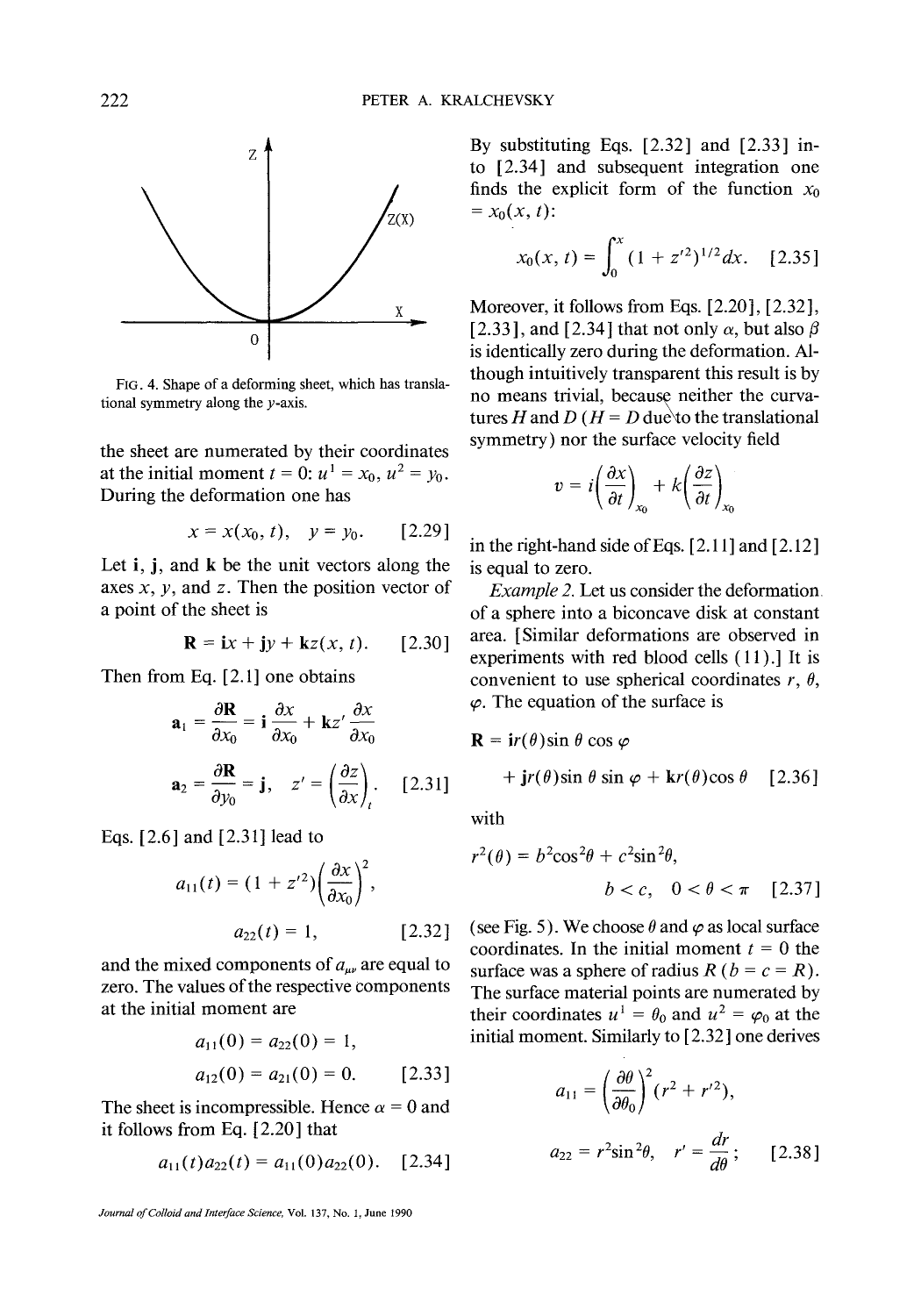FIG. 4. Shape of a deforming sheet, which has translational symmetry along the $y$-axis.

the sheet are numerated by their coordinates at the initial moment $t = 0$: $u^1 = x_0$, $u^2 = y_0$. During the deformation one has

$$x = x(x_0, t), \quad y = y_0. \quad [2.29]$$

Let $\mathbf{i}$, $\mathbf{j}$, and $\mathbf{k}$ be the unit vectors along the axes $x$, $y$, and $z$. Then the position vector of a point of the sheet is

$$\mathbf{R} = \mathbf{i}x + \mathbf{j}y + \mathbf{k}z(x, t). \quad [2.30]$$

Then from Eq. [2.1] one obtains

$$\mathbf{a}_1 = \frac{\partial \mathbf{R}}{\partial x_0} = \mathbf{i}\frac{\partial x}{\partial x_0} + \mathbf{k}z'\frac{\partial x}{\partial x_0}$$

$$\mathbf{a}_2 = \frac{\partial \mathbf{R}}{\partial y_0} = \mathbf{j}, \quad z' = \left(\frac{\partial z}{\partial x}\right)_t. \quad [2.31]$$

Eqs. [2.6] and [2.31] lead to

$$a_{11}(t) = (1 + z'^2)\left(\frac{\partial x}{\partial x_0}\right)^2,$$

$$a_{22}(t) = 1, \quad [2.32]$$

and the mixed components of $a_{\mu\nu}$ are equal to zero. The values of the respective components at the initial moment are

$$a_{11}(0) = a_{22}(0) = 1,$$

$$a_{12}(0) = a_{21}(0) = 0. \quad [2.33]$$

The sheet is incompressible. Hence $\alpha = 0$ and it follows from Eq. [2.20] that

$$a_{11}(t)a_{22}(t) = a_{11}(0)a_{22}(0). \quad [2.34]$$

By substituting Eqs. [2.32] and [2.33] into [2.34] and subsequent integration one finds the explicit form of the function $x_0 = x_0(x, t)$:

$$x_0(x, t) = \int_0^x (1 + z'^2)^{1/2} dx. \quad [2.35]$$

Moreover, it follows from Eqs. [2.20], [2.32], [2.33], and [2.34] that not only $\alpha$, but also $\beta$ is identically zero during the deformation. Although intuitively transparent this result is by no means trivial, because neither the curvatures $H$ and $D$ ($H = D$ due to the translational symmetry) nor the surface velocity field

$$v = i\left(\frac{\partial x}{\partial t}\right)_{x_0} + k\left(\frac{\partial z}{\partial t}\right)_{x_0}$$

in the right-hand side of Eqs. [2.11] and [2.12] is equal to zero.

*Example 2.* Let us consider the deformation of a sphere into a biconcave disk at constant area. [Similar deformations are observed in experiments with red blood cells (11).] It is convenient to use spherical coordinates $r$, $\theta$, $\varphi$. The equation of the surface is

$$\mathbf{R} = \mathbf{i}r(\theta)\sin\theta\cos\varphi + \mathbf{j}r(\theta)\sin\theta\sin\varphi + \mathbf{k}r(\theta)\cos\theta \quad [2.36]$$

with

$$r^2(\theta) = b^2\cos^2\theta + c^2\sin^2\theta, \quad b < c, \quad 0 < \theta < \pi \quad [2.37]$$

(see Fig. 5). We choose $\theta$ and $\varphi$ as local surface coordinates. In the initial moment $t = 0$ the surface was a sphere of radius $R$ ($b = c = R$). The surface material points are numerated by their coordinates $u^1 = \theta_0$ and $u^2 = \varphi_0$ at the initial moment. Similarly to [2.32] one derives

$$a_{11} = \left(\frac{\partial \theta}{\partial \theta_0}\right)^2 (r^2 + r'^2),$$

$$a_{22} = r^2\sin^2\theta, \quad r' = \frac{dr}{d\theta}; \quad [2.38]$$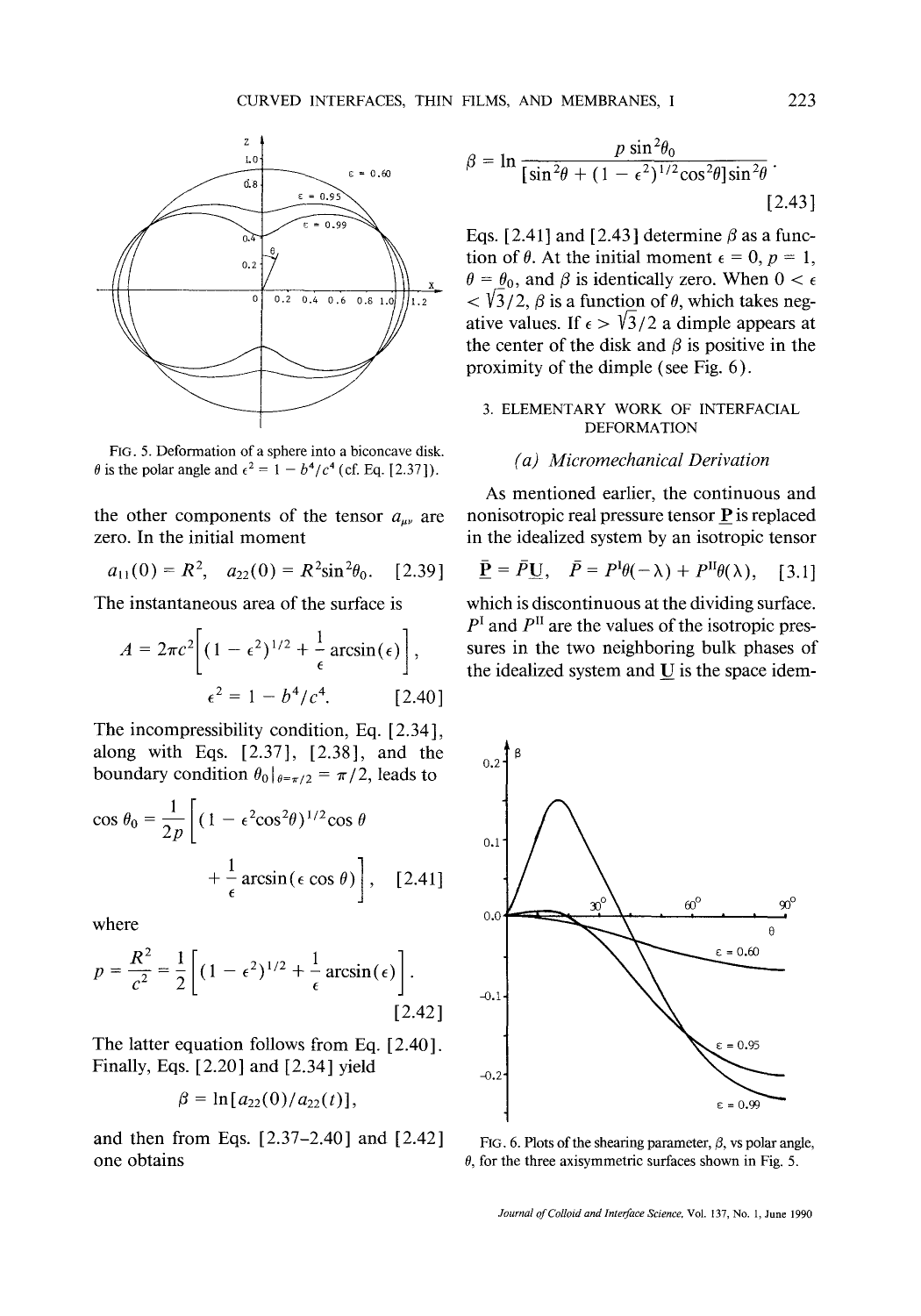FIG. 5. Deformation of a sphere into a biconcave disk. $\theta$ is the polar angle and $\epsilon^2 = 1 - b^4/c^4$ (cf. Eq. [2.37]).

the other components of the tensor $a_{\mu\nu}$ are zero. In the initial moment

$$a_{11}(0) = R^2, \quad a_{22}(0) = R^2 \sin^2\theta_0. \quad [2.39]$$

The instantaneous area of the surface is

$$A = 2\pi c^2 \left[ (1 - \epsilon^2)^{1/2} + \frac{1}{\epsilon} \arcsin(\epsilon) \right],$$
$$\epsilon^2 = 1 - b^4/c^4. \quad [2.40]$$

The incompressibility condition, Eq. [2.34], along with Eqs. [2.37], [2.38], and the boundary condition $\theta_0|_{\theta=\pi/2} = \pi/2$, leads to

$$\cos\theta_0 = \frac{1}{2p} \left[ (1 - \epsilon^2 \cos^2\theta)^{1/2} \cos\theta + \frac{1}{\epsilon} \arcsin(\epsilon \cos\theta) \right], \quad [2.41]$$

where

$$p = \frac{R^2}{c^2} = \frac{1}{2} \left[ (1 - \epsilon^2)^{1/2} + \frac{1}{\epsilon} \arcsin(\epsilon) \right]. \quad [2.42]$$

The latter equation follows from Eq. [2.40]. Finally, Eqs. [2.20] and [2.34] yield

$$\beta = \ln[a_{22}(0)/a_{22}(t)],$$

and then from Eqs. [2.37–2.40] and [2.42] one obtains

$$\beta = \ln \frac{p \sin^2\theta_0}{[\sin^2\theta + (1 - \epsilon^2)^{1/2} \cos^2\theta] \sin^2\theta}. \quad [2.43]$$

Eqs. [2.41] and [2.43] determine $\beta$ as a function of $\theta$. At the initial moment $\epsilon = 0$, $p = 1$, $\theta = \theta_0$, and $\beta$ is identically zero. When $0 < \epsilon < \sqrt{3}/2$, $\beta$ is a function of $\theta$, which takes negative values. If $\epsilon > \sqrt{3}/2$ a dimple appears at the center of the disk and $\beta$ is positive in the proximity of the dimple (see Fig. 6).

## 3. ELEMENTARY WORK OF INTERFACIAL DEFORMATION

### *(a) Micromechanical Derivation*

As mentioned earlier, the continuous and nonisotropic real pressure tensor $\underline{\mathbf{P}}$ is replaced in the idealized system by an isotropic tensor

$$\underline{\bar{\mathbf{P}}} = \bar{P}\underline{\mathbf{U}}, \quad \bar{P} = P^{\mathrm{I}}\theta(-\lambda) + P^{\mathrm{II}}\theta(\lambda), \quad [3.1]$$

which is discontinuous at the dividing surface. $P^{\mathrm{I}}$ and $P^{\mathrm{II}}$ are the values of the isotropic pressures in the two neighboring bulk phases of the idealized system and $\underline{\mathbf{U}}$ is the space idem-

FIG. 6. Plots of the shearing parameter, $\beta$, vs polar angle, $\theta$, for the three axisymmetric surfaces shown in Fig. 5.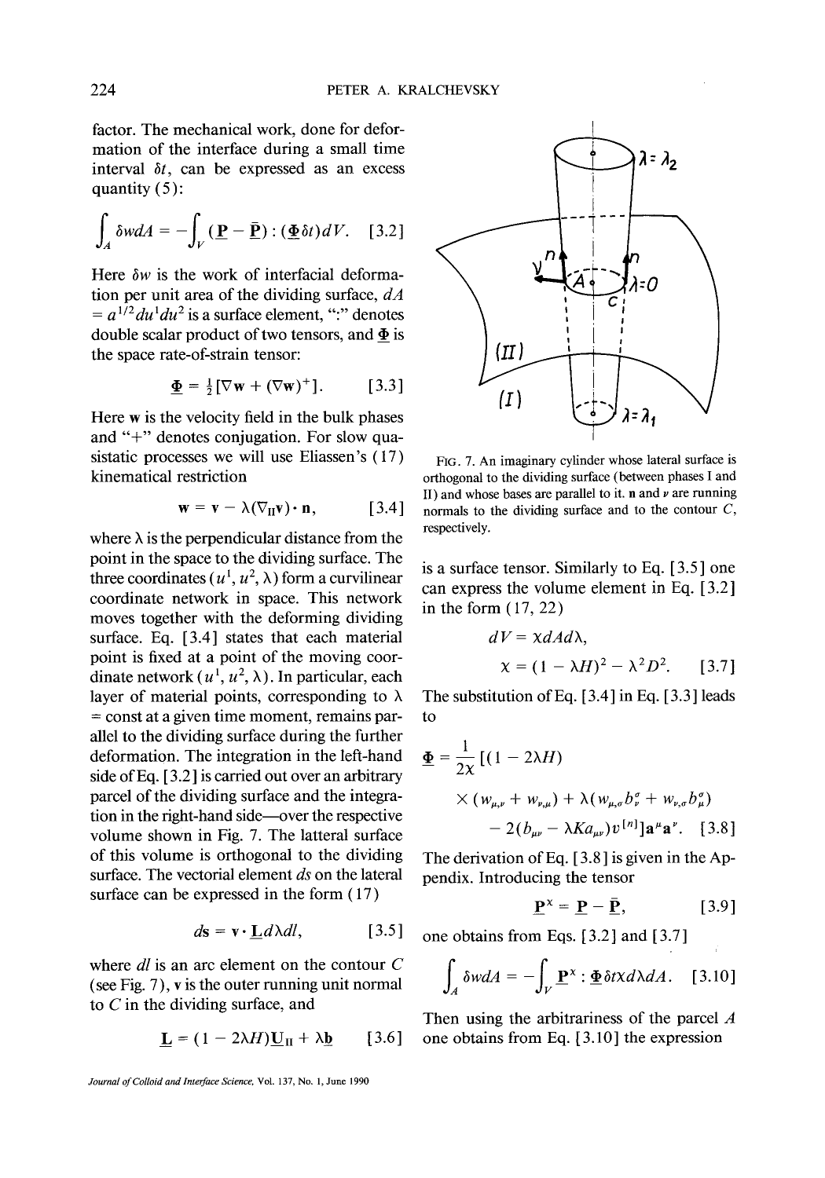factor. The mechanical work, done for deformation of the interface during a small time interval $\delta t$, can be expressed as an excess quantity (5):

$$\int_A \delta w dA = -\int_V (\underline{\mathbf{P}} - \underline{\bar{\mathbf{P}}}) : (\underline{\mathbf{\Phi}} \delta t) dV. \quad [3.2]$$

Here $\delta w$ is the work of interfacial deformation per unit area of the dividing surface, $dA = a^{1/2} du^1 du^2$ is a surface element, ":" denotes double scalar product of two tensors, and $\underline{\mathbf{\Phi}}$ is the space rate-of-strain tensor:

$$\underline{\mathbf{\Phi}} = \tfrac{1}{2}[\nabla \mathbf{w} + (\nabla \mathbf{w})^+]. \quad [3.3]$$

Here $\mathbf{w}$ is the velocity field in the bulk phases and "+" denotes conjugation. For slow quasistatic processes we will use Eliassen's (17) kinematical restriction

$$\mathbf{w} = \mathbf{v} - \lambda(\nabla_{\text{II}} \mathbf{v}) \cdot \mathbf{n}, \quad [3.4]$$

where $\lambda$ is the perpendicular distance from the point in the space to the dividing surface. The three coordinates $(u^1, u^2, \lambda)$ form a curvilinear coordinate network in space. This network moves together with the deforming dividing surface. Eq. [3.4] states that each material point is fixed at a point of the moving coordinate network $(u^1, u^2, \lambda)$. In particular, each layer of material points, corresponding to $\lambda$ = const at a given time moment, remains parallel to the dividing surface during the further deformation. The integration in the left-hand side of Eq. [3.2] is carried out over an arbitrary parcel of the dividing surface and the integration in the right-hand side—over the respective volume shown in Fig. 7. The latteral surface of this volume is orthogonal to the dividing surface. The vectorial element $d\mathbf{s}$ on the lateral surface can be expressed in the form (17)

$$d\mathbf{s} = \boldsymbol{\nu} \cdot \underline{\mathbf{L}} d\lambda dl, \quad [3.5]$$

where $dl$ is an arc element on the contour $C$ (see Fig. 7), $\boldsymbol{\nu}$ is the outer running unit normal to $C$ in the dividing surface, and

$$\underline{\mathbf{L}} = (1 - 2\lambda H)\underline{\mathbf{U}}_{\text{II}} + \lambda \underline{\mathbf{b}} \quad [3.6]$$

FIG. 7. An imaginary cylinder whose lateral surface is orthogonal to the dividing surface (between phases I and II) and whose bases are parallel to it. $\mathbf{n}$ and $\nu$ are running normals to the dividing surface and to the contour $C$, respectively.

is a surface tensor. Similarly to Eq. [3.5] one can express the volume element in Eq. [3.2] in the form (17, 22)

$$dV = \chi dA d\lambda,$$
$$\chi = (1 - \lambda H)^2 - \lambda^2 D^2. \quad [3.7]$$

The substitution of Eq. [3.4] in Eq. [3.3] leads to

$$\underline{\mathbf{\Phi}} = \frac{1}{2\chi}[(1 - 2\lambda H) \times (w_{\mu,\nu} + w_{\nu,\mu}) + \lambda(w_{\mu,\sigma} b^\sigma_\nu + w_{\nu,\sigma} b^\sigma_\mu) - 2(b_{\mu\nu} - \lambda K a_{\mu\nu}) v^{[n]}]\mathbf{a}^\mu \mathbf{a}^\nu. \quad [3.8]$$

The derivation of Eq. [3.8] is given in the Appendix. Introducing the tensor

$$\underline{\mathbf{P}}^\chi = \underline{\mathbf{P}} - \underline{\bar{\mathbf{P}}}, \quad [3.9]$$

one obtains from Eqs. [3.2] and [3.7]

$$\int_A \delta w dA = -\int_V \underline{\mathbf{P}}^\chi : \underline{\mathbf{\Phi}} \delta t \chi d\lambda dA. \quad [3.10]$$

Then using the arbitrariness of the parcel $A$ one obtains from Eq. [3.10] the expression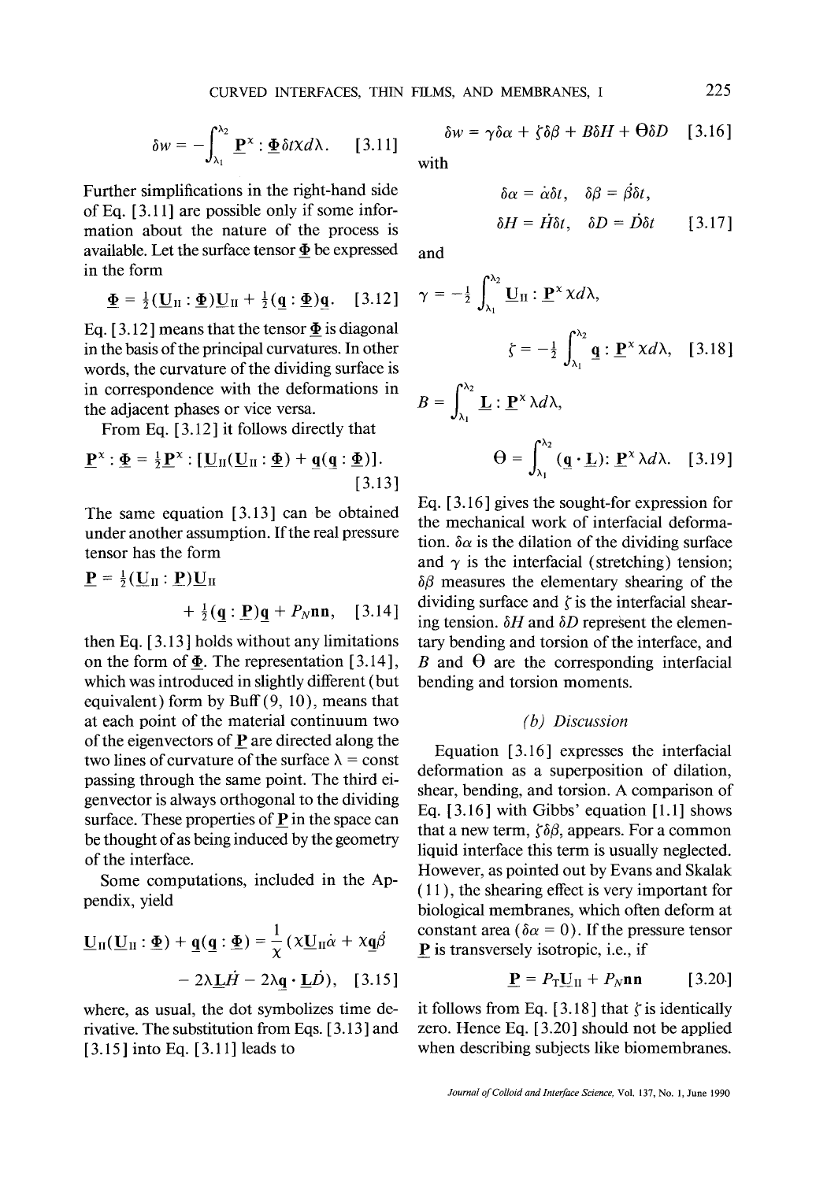$$\delta w = -\int_{\lambda_1}^{\lambda_2} \underline{\mathbf{P}}^x : \underline{\mathbf{\Phi}} \delta t \chi d\lambda. \quad [3.11]$$

Further simplifications in the right-hand side of Eq. [3.11] are possible only if some information about the nature of the process is available. Let the surface tensor $\underline{\mathbf{\Phi}}$ be expressed in the form

$$\underline{\mathbf{\Phi}} = \tfrac{1}{2}(\underline{\mathbf{U}}_{\mathrm{II}} : \underline{\mathbf{\Phi}})\underline{\mathbf{U}}_{\mathrm{II}} + \tfrac{1}{2}(\underline{\mathbf{q}} : \underline{\mathbf{\Phi}})\underline{\mathbf{q}}. \quad [3.12]$$

Eq. [3.12] means that the tensor $\underline{\mathbf{\Phi}}$ is diagonal in the basis of the principal curvatures. In other words, the curvature of the dividing surface is in correspondence with the deformations in the adjacent phases or vice versa.

From Eq. [3.12] it follows directly that

$$\underline{\mathbf{P}}^x : \underline{\mathbf{\Phi}} = \tfrac{1}{2}\underline{\mathbf{P}}^x : [\underline{\mathbf{U}}_{\mathrm{II}}(\underline{\mathbf{U}}_{\mathrm{II}} : \underline{\mathbf{\Phi}}) + \underline{\mathbf{q}}(\underline{\mathbf{q}} : \underline{\mathbf{\Phi}})]. \quad [3.13]$$

The same equation [3.13] can be obtained under another assumption. If the real pressure tensor has the form

$$\underline{\mathbf{P}} = \tfrac{1}{2}(\underline{\mathbf{U}}_{\mathrm{II}} : \underline{\mathbf{P}})\underline{\mathbf{U}}_{\mathrm{II}} + \tfrac{1}{2}(\underline{\mathbf{q}} : \underline{\mathbf{P}})\underline{\mathbf{q}} + P_N \mathbf{nn}, \quad [3.14]$$

then Eq. [3.13] holds without any limitations on the form of $\underline{\mathbf{\Phi}}$. The representation [3.14], which was introduced in slightly different (but equivalent) form by Buff (9, 10), means that at each point of the material continuum two of the eigenvectors of $\underline{\mathbf{P}}$ are directed along the two lines of curvature of the surface $\lambda = \text{const}$ passing through the same point. The third eigenvector is always orthogonal to the dividing surface. These properties of $\underline{\mathbf{P}}$ in the space can be thought of as being induced by the geometry of the interface.

Some computations, included in the Appendix, yield

$$\underline{\mathbf{U}}_{\mathrm{II}}(\underline{\mathbf{U}}_{\mathrm{II}} : \underline{\mathbf{\Phi}}) + \underline{\mathbf{q}}(\underline{\mathbf{q}} : \underline{\mathbf{\Phi}}) = \frac{1}{\chi}(\chi \underline{\mathbf{U}}_{\mathrm{II}}\dot{\alpha} + \chi \underline{\mathbf{q}}\dot{\beta} - 2\lambda \underline{\mathbf{L}}\dot{H} - 2\lambda \underline{\mathbf{q}} \cdot \underline{\mathbf{L}}\dot{D}), \quad [3.15]$$

where, as usual, the dot symbolizes time derivative. The substitution from Eqs. [3.13] and [3.15] into Eq. [3.11] leads to

$$\delta w = \gamma \delta\alpha + \zeta \delta\beta + B\delta H + \Theta \delta D \quad [3.16]$$

with

$$\delta\alpha = \dot{\alpha}\delta t, \quad \delta\beta = \dot{\beta}\delta t, \quad \delta H = \dot{H}\delta t, \quad \delta D = \dot{D}\delta t \quad [3.17]$$

and

$$\gamma = -\tfrac{1}{2}\int_{\lambda_1}^{\lambda_2} \underline{\mathbf{U}}_{\mathrm{II}} : \underline{\mathbf{P}}^x \chi d\lambda, \qquad \zeta = -\tfrac{1}{2}\int_{\lambda_1}^{\lambda_2} \underline{\mathbf{q}} : \underline{\mathbf{P}}^x \chi d\lambda, \quad [3.18]$$

$$B = \int_{\lambda_1}^{\lambda_2} \underline{\mathbf{L}} : \underline{\mathbf{P}}^x \lambda d\lambda, \qquad \Theta = \int_{\lambda_1}^{\lambda_2} (\underline{\mathbf{q}} \cdot \underline{\mathbf{L}}) : \underline{\mathbf{P}}^x \lambda d\lambda. \quad [3.19]$$

Eq. [3.16] gives the sought-for expression for the mechanical work of interfacial deformation. $\delta\alpha$ is the dilation of the dividing surface and $\gamma$ is the interfacial (stretching) tension; $\delta\beta$ measures the elementary shearing of the dividing surface and $\zeta$ is the interfacial shearing tension. $\delta H$ and $\delta D$ represent the elementary bending and torsion of the interface, and $B$ and $\Theta$ are the corresponding interfacial bending and torsion moments.

### *(b) Discussion*

Equation [3.16] expresses the interfacial deformation as a superposition of dilation, shear, bending, and torsion. A comparison of Eq. [3.16] with Gibbs' equation [1.1] shows that a new term, $\zeta\delta\beta$, appears. For a common liquid interface this term is usually neglected. However, as pointed out by Evans and Skalak (11), the shearing effect is very important for biological membranes, which often deform at constant area ($\delta\alpha = 0$). If the pressure tensor $\underline{\mathbf{P}}$ is transversely isotropic, i.e., if

$$\underline{\mathbf{P}} = P_T \underline{\mathbf{U}}_{\mathrm{II}} + P_N \mathbf{nn} \quad [3.20]$$

it follows from Eq. [3.18] that $\zeta$ is identically zero. Hence Eq. [3.20] should not be applied when describing subjects like biomembranes.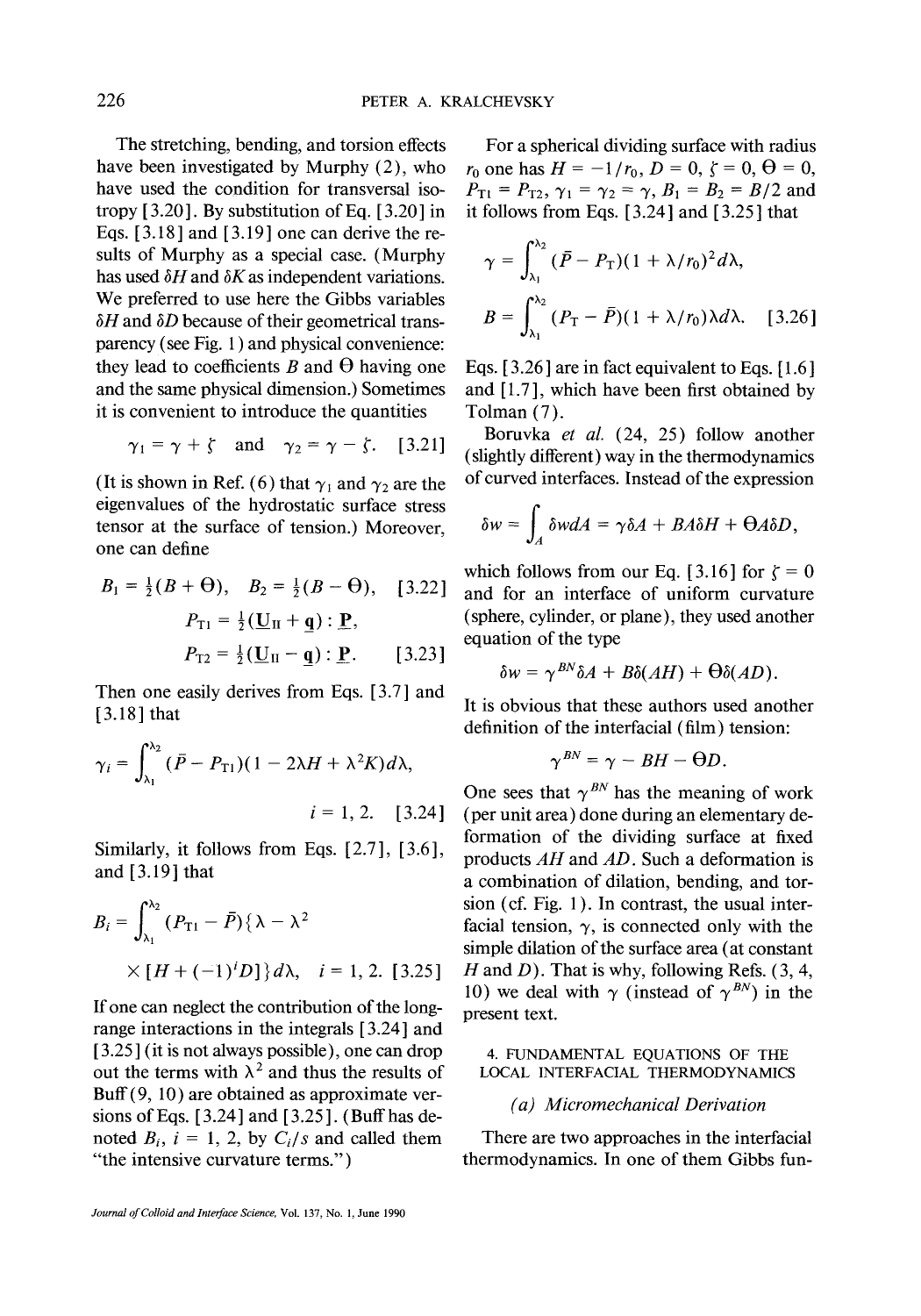The stretching, bending, and torsion effects have been investigated by Murphy (2), who have used the condition for transversal isotropy [3.20]. By substitution of Eq. [3.20] in Eqs. [3.18] and [3.19] one can derive the results of Murphy as a special case. (Murphy has used $\delta H$ and $\delta K$ as independent variations. We preferred to use here the Gibbs variables $\delta H$ and $\delta D$ because of their geometrical transparency (see Fig. 1) and physical convenience: they lead to coefficients $B$ and $\Theta$ having one and the same physical dimension.) Sometimes it is convenient to introduce the quantities

$$\gamma_1 = \gamma + \zeta \quad \text{and} \quad \gamma_2 = \gamma - \zeta. \quad [3.21]$$

(It is shown in Ref. (6) that $\gamma_1$ and $\gamma_2$ are the eigenvalues of the hydrostatic surface stress tensor at the surface of tension.) Moreover, one can define

$$B_1 = \tfrac{1}{2}(B + \Theta), \quad B_2 = \tfrac{1}{2}(B - \Theta), \quad [3.22]$$

$$P_{T1} = \tfrac{1}{2}(\underline{\mathbf{U}}_{II} + \underline{\mathbf{q}}) : \underline{\mathbf{P}},$$
$$P_{T2} = \tfrac{1}{2}(\underline{\mathbf{U}}_{II} - \underline{\mathbf{q}}) : \underline{\mathbf{P}}. \quad [3.23]$$

Then one easily derives from Eqs. [3.7] and [3.18] that

$$\gamma_i = \int_{\lambda_1}^{\lambda_2} (\bar{P} - P_{T1})(1 - 2\lambda H + \lambda^2 K) d\lambda, \quad i = 1, 2. \quad [3.24]$$

Similarly, it follows from Eqs. [2.7], [3.6], and [3.19] that

$$B_i = \int_{\lambda_1}^{\lambda_2} (P_{T1} - \bar{P})\{\lambda - \lambda^2 \times [H + (-1)^i D]\} d\lambda, \quad i = 1, 2. \quad [3.25]$$

If one can neglect the contribution of the long-range interactions in the integrals [3.24] and [3.25] (it is not always possible), one can drop out the terms with $\lambda^2$ and thus the results of Buff (9, 10) are obtained as approximate versions of Eqs. [3.24] and [3.25]. (Buff has denoted $B_i$, $i = 1, 2$, by $C_i/s$ and called them "the intensive curvature terms.")

For a spherical dividing surface with radius $r_0$ one has $H = -1/r_0$, $D = 0$, $\zeta = 0$, $\Theta = 0$, $P_{T1} = P_{T2}$, $\gamma_1 = \gamma_2 = \gamma$, $B_1 = B_2 = B/2$ and it follows from Eqs. [3.24] and [3.25] that

$$\gamma = \int_{\lambda_1}^{\lambda_2} (\bar{P} - P_T)(1 + \lambda/r_0)^2 d\lambda,$$
$$B = \int_{\lambda_1}^{\lambda_2} (P_T - \bar{P})(1 + \lambda/r_0)\lambda d\lambda. \quad [3.26]$$

Eqs. [3.26] are in fact equivalent to Eqs. [1.6] and [1.7], which have been first obtained by Tolman (7).

Boruvka *et al.* (24, 25) follow another (slightly different) way in the thermodynamics of curved interfaces. Instead of the expression

$$\delta w = \int_A \delta w dA = \gamma \delta A + BA\delta H + \Theta A \delta D,$$

which follows from our Eq. [3.16] for $\zeta = 0$ and for an interface of uniform curvature (sphere, cylinder, or plane), they used another equation of the type

$$\delta w = \gamma^{BN} \delta A + B\delta(AH) + \Theta \delta(AD).$$

It is obvious that these authors used another definition of the interfacial (film) tension:

$$\gamma^{BN} = \gamma - BH - \Theta D.$$

One sees that $\gamma^{BN}$ has the meaning of work (per unit area) done during an elementary deformation of the dividing surface at fixed products $AH$ and $AD$. Such a deformation is a combination of dilation, bending, and torsion (cf. Fig. 1). In contrast, the usual interfacial tension, $\gamma$, is connected only with the simple dilation of the surface area (at constant $H$ and $D$). That is why, following Refs. (3, 4, 10) we deal with $\gamma$ (instead of $\gamma^{BN}$) in the present text.

## 4. FUNDAMENTAL EQUATIONS OF THE LOCAL INTERFACIAL THERMODYNAMICS

### (a) Micromechanical Derivation

There are two approaches in the interfacial thermodynamics. In one of them Gibbs fun-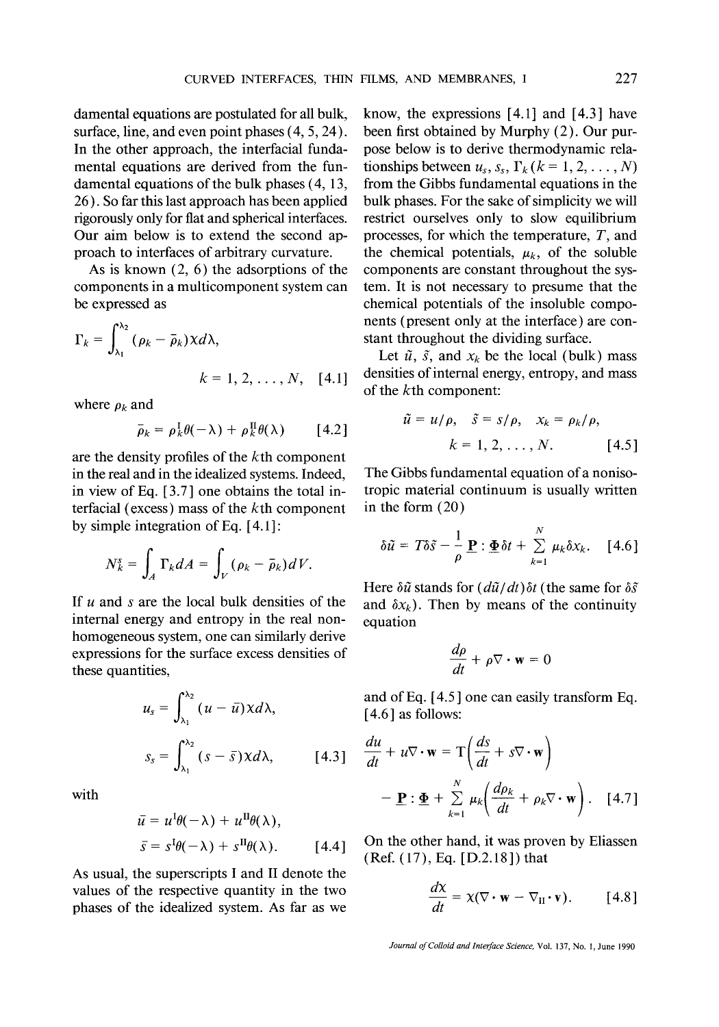damental equations are postulated for all bulk, surface, line, and even point phases (4, 5, 24). In the other approach, the interfacial fundamental equations are derived from the fundamental equations of the bulk phases (4, 13, 26). So far this last approach has been applied rigorously only for flat and spherical interfaces. Our aim below is to extend the second approach to interfaces of arbitrary curvature.

As is known (2, 6) the adsorptions of the components in a multicomponent system can be expressed as

$$\Gamma_k = \int_{\lambda_1}^{\lambda_2} (\rho_k - \bar{\rho}_k)\chi d\lambda, \qquad k = 1, 2, \ldots, N, \quad [4.1]$$

where $\rho_k$ and

$$\bar{\rho}_k = \rho_k^{\mathrm{I}}\theta(-\lambda) + \rho_k^{\mathrm{II}}\theta(\lambda) \quad [4.2]$$

are the density profiles of the $k$th component in the real and in the idealized systems. Indeed, in view of Eq. [3.7] one obtains the total interfacial (excess) mass of the $k$th component by simple integration of Eq. [4.1]:

$$N_k^s = \int_A \Gamma_k dA = \int_V (\rho_k - \bar{\rho}_k) dV.$$

If $u$ and $s$ are the local bulk densities of the internal energy and entropy in the real nonhomogeneous system, one can similarly derive expressions for the surface excess densities of these quantities,

$$u_s = \int_{\lambda_1}^{\lambda_2} (u - \bar{u})\chi d\lambda,$$

$$s_s = \int_{\lambda_1}^{\lambda_2} (s - \bar{s})\chi d\lambda, \quad [4.3]$$

with

$$\bar{u} = u^{\mathrm{I}}\theta(-\lambda) + u^{\mathrm{II}}\theta(\lambda),$$

$$\bar{s} = s^{\mathrm{I}}\theta(-\lambda) + s^{\mathrm{II}}\theta(\lambda). \quad [4.4]$$

As usual, the superscripts I and II denote the values of the respective quantity in the two phases of the idealized system. As far as we know, the expressions [4.1] and [4.3] have been first obtained by Murphy (2). Our purpose below is to derive thermodynamic relationships between $u_s$, $s_s$, $\Gamma_k$ $(k = 1, 2, \ldots, N)$ from the Gibbs fundamental equations in the bulk phases. For the sake of simplicity we will restrict ourselves only to slow equilibrium processes, for which the temperature, $T$, and the chemical potentials, $\mu_k$, of the soluble components are constant throughout the system. It is not necessary to presume that the chemical potentials of the insoluble components (present only at the interface) are constant throughout the dividing surface.

Let $\tilde{u}$, $\tilde{s}$, and $x_k$ be the local (bulk) mass densities of internal energy, entropy, and mass of the $k$th component:

$$\tilde{u} = u/\rho, \quad \tilde{s} = s/\rho, \quad x_k = \rho_k/\rho, \qquad k = 1, 2, \ldots, N. \quad [4.5]$$

The Gibbs fundamental equation of a nonisotropic material continuum is usually written in the form (20)

$$\delta\tilde{u} = T\delta\tilde{s} - \frac{1}{\rho}\underline{\mathbf{P}} : \underline{\mathbf{\Phi}}\delta t + \sum_{k=1}^{N} \mu_k \delta x_k. \quad [4.6]$$

Here $\delta\tilde{u}$ stands for $(d\tilde{u}/dt)\delta t$ (the same for $\delta\tilde{s}$ and $\delta x_k$). Then by means of the continuity equation

$$\frac{d\rho}{dt} + \rho\nabla\cdot\mathbf{w} = 0$$

and of Eq. [4.5] one can easily transform Eq. [4.6] as follows:

$$\frac{du}{dt} + u\nabla\cdot\mathbf{w} = T\left(\frac{ds}{dt} + s\nabla\cdot\mathbf{w}\right) - \underline{\mathbf{P}} : \underline{\mathbf{\Phi}} + \sum_{k=1}^{N} \mu_k\left(\frac{d\rho_k}{dt} + \rho_k\nabla\cdot\mathbf{w}\right). \quad [4.7]$$

On the other hand, it was proven by Eliassen (Ref. (17), Eq. [D.2.18]) that

$$\frac{d\chi}{dt} = \chi(\nabla\cdot\mathbf{w} - \nabla_{\mathrm{II}}\cdot\mathbf{v}). \quad [4.8]$$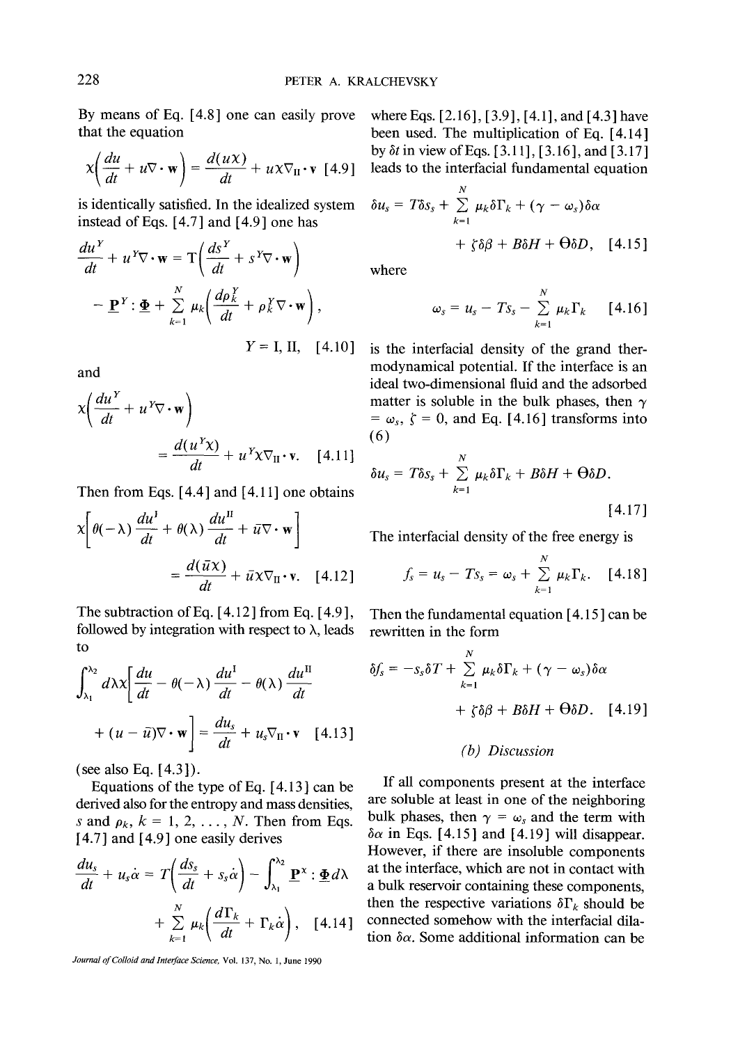By means of Eq. [4.8] one can easily prove that the equation

$$\chi\left(\frac{du}{dt} + u\nabla\cdot\mathbf{w}\right) = \frac{d(u\chi)}{dt} + u\chi\nabla_{\mathrm{II}}\cdot\mathbf{v} \quad [4.9]$$

is identically satisfied. In the idealized system instead of Eqs. [4.7] and [4.9] one has

$$\frac{du^Y}{dt} + u^Y\nabla\cdot\mathbf{w} = \mathrm{T}\left(\frac{ds^Y}{dt} + s^Y\nabla\cdot\mathbf{w}\right) - \underline{\mathbf{P}}^Y : \underline{\mathbf{\Phi}} + \sum_{k=1}^{N}\mu_k\left(\frac{d\rho_k^Y}{dt} + \rho_k^Y\nabla\cdot\mathbf{w}\right),$$

$$Y = \mathrm{I, II}, \quad [4.10]$$

and

$$\chi\left(\frac{du^Y}{dt} + u^Y\nabla\cdot\mathbf{w}\right) = \frac{d(u^Y\chi)}{dt} + u^Y\chi\nabla_{\mathrm{II}}\cdot\mathbf{v}. \quad [4.11]$$

Then from Eqs. [4.4] and [4.11] one obtains

$$\chi\left[\theta(-\lambda)\frac{du^{\mathrm{I}}}{dt} + \theta(\lambda)\frac{du^{\mathrm{II}}}{dt} + \bar{u}\nabla\cdot\mathbf{w}\right] = \frac{d(\bar{u}\chi)}{dt} + \bar{u}\chi\nabla_{\mathrm{II}}\cdot\mathbf{v}. \quad [4.12]$$

The subtraction of Eq. [4.12] from Eq. [4.9], followed by integration with respect to $\lambda$, leads to

$$\int_{\lambda_1}^{\lambda_2} d\lambda\chi\left[\frac{du}{dt} - \theta(-\lambda)\frac{du^{\mathrm{I}}}{dt} - \theta(\lambda)\frac{du^{\mathrm{II}}}{dt} + (u - \bar{u})\nabla\cdot\mathbf{w}\right] = \frac{du_s}{dt} + u_s\nabla_{\mathrm{II}}\cdot\mathbf{v} \quad [4.13]$$

(see also Eq. [4.3]).

Equations of the type of Eq. [4.13] can be derived also for the entropy and mass densities, $s$ and $\rho_k$, $k = 1, 2, \ldots, N$. Then from Eqs. [4.7] and [4.9] one easily derives

$$\frac{du_s}{dt} + u_s\dot{\alpha} = T\left(\frac{ds_s}{dt} + s_s\dot{\alpha}\right) - \int_{\lambda_1}^{\lambda_2}\underline{\mathbf{P}}^{\chi} : \underline{\mathbf{\Phi}}d\lambda + \sum_{k=1}^{N}\mu_k\left(\frac{d\Gamma_k}{dt} + \Gamma_k\dot{\alpha}\right), \quad [4.14]$$

where Eqs. [2.16], [3.9], [4.1], and [4.3] have been used. The multiplication of Eq. [4.14] by $\delta t$ in view of Eqs. [3.11], [3.16], and [3.17] leads to the interfacial fundamental equation

$$\delta u_s = T\delta s_s + \sum_{k=1}^{N}\mu_k\delta\Gamma_k + (\gamma - \omega_s)\delta\alpha + \zeta\delta\beta + B\delta H + \Theta\delta D, \quad [4.15]$$

where

$$\omega_s = u_s - Ts_s - \sum_{k=1}^{N}\mu_k\Gamma_k \quad [4.16]$$

is the interfacial density of the grand thermodynamical potential. If the interface is an ideal two-dimensional fluid and the adsorbed matter is soluble in the bulk phases, then $\gamma = \omega_s$, $\zeta = 0$, and Eq. [4.16] transforms into (6)

$$\delta u_s = T\delta s_s + \sum_{k=1}^{N}\mu_k\delta\Gamma_k + B\delta H + \Theta\delta D. \quad [4.17]$$

The interfacial density of the free energy is

$$f_s = u_s - Ts_s = \omega_s + \sum_{k=1}^{N}\mu_k\Gamma_k. \quad [4.18]$$

Then the fundamental equation [4.15] can be rewritten in the form

$$\delta f_s = -s_s\delta T + \sum_{k=1}^{N}\mu_k\delta\Gamma_k + (\gamma - \omega_s)\delta\alpha + \zeta\delta\beta + B\delta H + \Theta\delta D. \quad [4.19]$$

### *(b) Discussion*

If all components present at the interface are soluble at least in one of the neighboring bulk phases, then $\gamma = \omega_s$ and the term with $\delta\alpha$ in Eqs. [4.15] and [4.19] will disappear. However, if there are insoluble components at the interface, which are not in contact with a bulk reservoir containing these components, then the respective variations $\delta\Gamma_k$ should be connected somehow with the interfacial dilation $\delta\alpha$. Some additional information can be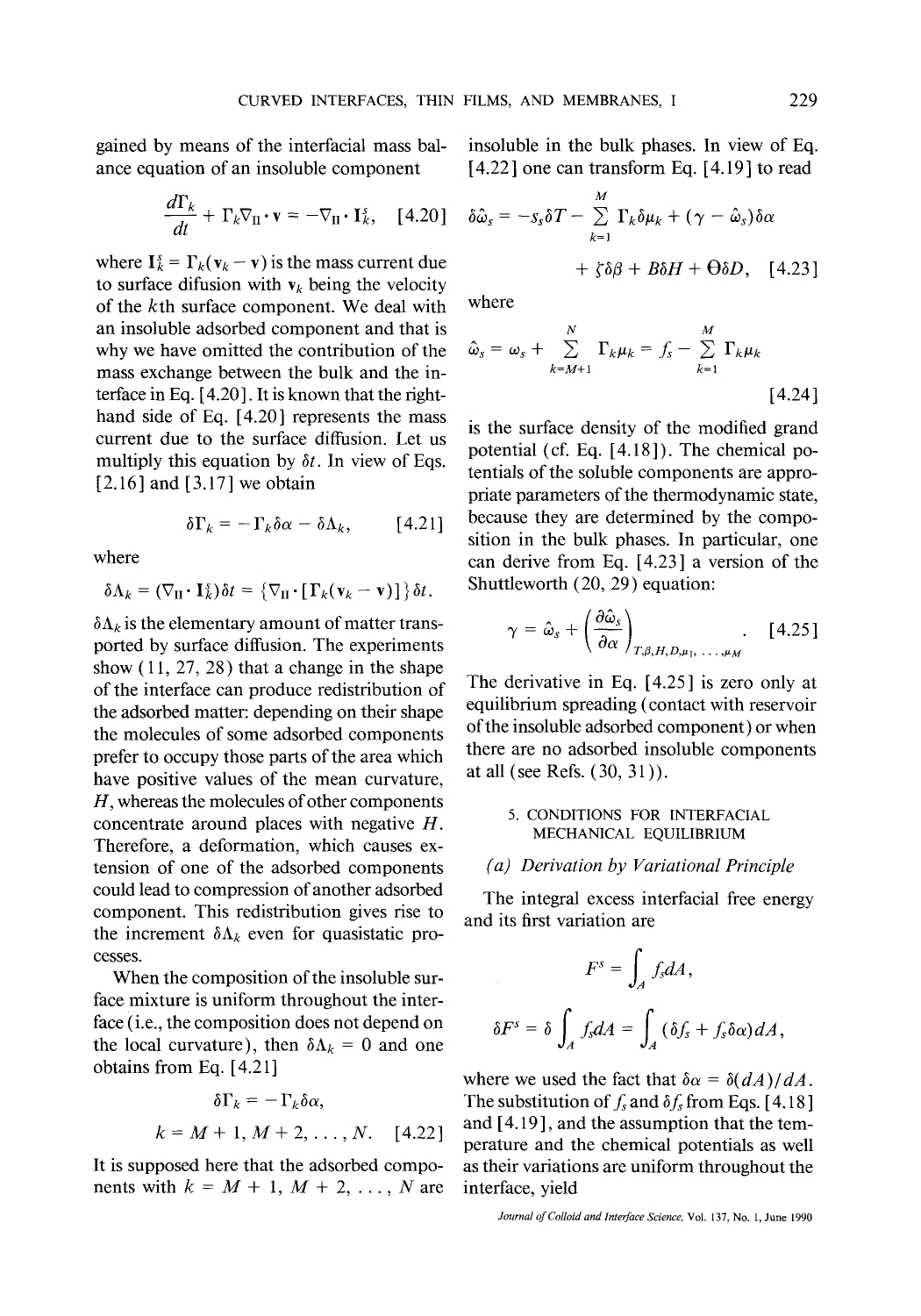gained by means of the interfacial mass balance equation of an insoluble component

$$\frac{d\Gamma_k}{dt} + \Gamma_k \nabla_{\text{II}} \cdot \mathbf{v} = -\nabla_{\text{II}} \cdot \mathbf{I}_k^s, \quad [4.20]$$

where $\mathbf{I}_k^s = \Gamma_k(\mathbf{v}_k - \mathbf{v})$ is the mass current due to surface difusion with $\mathbf{v}_k$ being the velocity of the $k$th surface component. We deal with an insoluble adsorbed component and that is why we have omitted the contribution of the mass exchange between the bulk and the interface in Eq. [4.20]. It is known that the right-hand side of Eq. [4.20] represents the mass current due to the surface diffusion. Let us multiply this equation by $\delta t$. In view of Eqs. [2.16] and [3.17] we obtain

$$\delta \Gamma_k = -\Gamma_k \delta \alpha - \delta \Lambda_k, \quad [4.21]$$

where

$$\delta \Lambda_k = (\nabla_{\text{II}} \cdot \mathbf{I}_k^s)\delta t = \{\nabla_{\text{II}} \cdot [\Gamma_k(\mathbf{v}_k - \mathbf{v})]\}\delta t.$$

$\delta \Lambda_k$ is the elementary amount of matter transported by surface diffusion. The experiments show (11, 27, 28) that a change in the shape of the interface can produce redistribution of the adsorbed matter: depending on their shape the molecules of some adsorbed components prefer to occupy those parts of the area which have positive values of the mean curvature, $H$, whereas the molecules of other components concentrate around places with negative $H$. Therefore, a deformation, which causes extension of one of the adsorbed components could lead to compression of another adsorbed component. This redistribution gives rise to the increment $\delta \Lambda_k$ even for quasistatic processes.

When the composition of the insoluble surface mixture is uniform throughout the interface (i.e., the composition does not depend on the local curvature), then $\delta \Lambda_k = 0$ and one obtains from Eq. [4.21]

$$\delta \Gamma_k = -\Gamma_k \delta \alpha,$$
$$k = M+1, M+2, \ldots, N. \quad [4.22]$$

It is supposed here that the adsorbed components with $k = M+1, M+2, \ldots, N$ are insoluble in the bulk phases. In view of Eq. [4.22] one can transform Eq. [4.19] to read

$$\delta \hat{\omega}_s = -s_s \delta T - \sum_{k=1}^{M} \Gamma_k \delta \mu_k + (\gamma - \hat{\omega}_s)\delta \alpha + \zeta \delta \beta + B\delta H + \Theta \delta D, \quad [4.23]$$

where

$$\hat{\omega}_s = \omega_s + \sum_{k=M+1}^{N} \Gamma_k \mu_k = f_s - \sum_{k=1}^{M} \Gamma_k \mu_k \quad [4.24]$$

is the surface density of the modified grand potential (cf. Eq. [4.18]). The chemical potentials of the soluble components are appropriate parameters of the thermodynamic state, because they are determined by the composition in the bulk phases. In particular, one can derive from Eq. [4.23] a version of the Shuttleworth (20, 29) equation:

$$\gamma = \hat{\omega}_s + \left(\frac{\partial \hat{\omega}_s}{\partial \alpha}\right)_{T,\beta,H,D,\mu_1,\ldots,\mu_M}. \quad [4.25]$$

The derivative in Eq. [4.25] is zero only at equilibrium spreading (contact with reservoir of the insoluble adsorbed component) or when there are no adsorbed insoluble components at all (see Refs. (30, 31)).

## 5. CONDITIONS FOR INTERFACIAL MECHANICAL EQUILIBRIUM

### (a) Derivation by Variational Principle

The integral excess interfacial free energy and its first variation are

$$F^s = \int_A f_s dA,$$

$$\delta F^s = \delta \int_A f_s dA = \int_A (\delta f_s + f_s \delta \alpha) dA,$$

where we used the fact that $\delta \alpha = \delta(dA)/dA$. The substitution of $f_s$ and $\delta f_s$ from Eqs. [4.18] and [4.19], and the assumption that the temperature and the chemical potentials as well as their variations are uniform throughout the interface, yield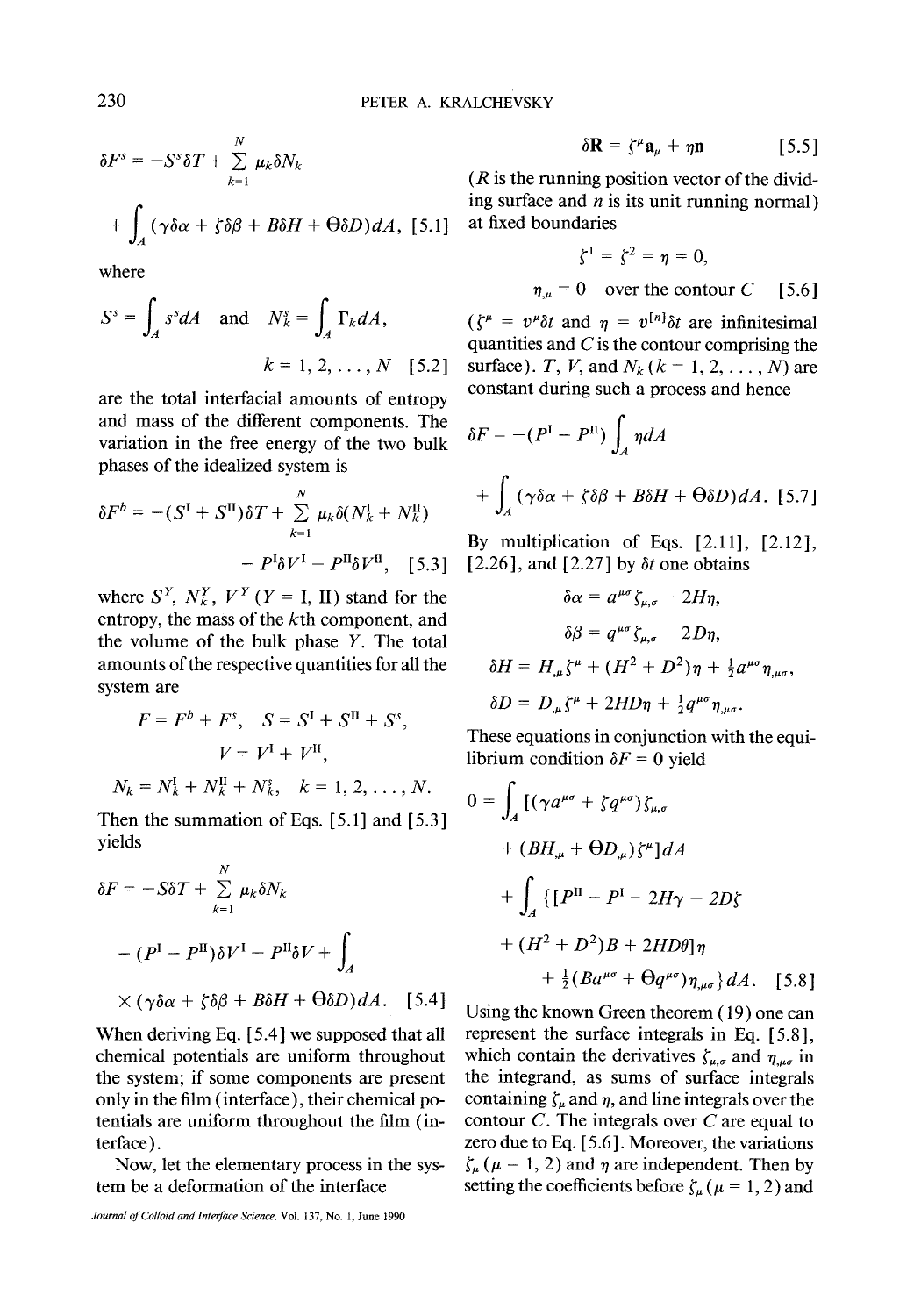$$\delta F^s = -S^s\delta T + \sum_{k=1}^{N} \mu_k \delta N_k + \int_A (\gamma\delta\alpha + \zeta\delta\beta + B\delta H + \Theta\delta D)dA, \quad [5.1]$$

where

$$S^s = \int_A s^s dA \quad \text{and} \quad N_k^s = \int_A \Gamma_k dA, \qquad k = 1, 2, \ldots, N \quad [5.2]$$

are the total interfacial amounts of entropy and mass of the different components. The variation in the free energy of the two bulk phases of the idealized system is

$$\delta F^b = -(S^{\text{I}} + S^{\text{II}})\delta T + \sum_{k=1}^{N} \mu_k \delta(N_k^{\text{I}} + N_k^{\text{II}}) - P^{\text{I}}\delta V^{\text{I}} - P^{\text{II}}\delta V^{\text{II}}, \quad [5.3]$$

where $S^Y$, $N_k^Y$, $V^Y$ ($Y$ = I, II) stand for the entropy, the mass of the $k$th component, and the volume of the bulk phase $Y$. The total amounts of the respective quantities for all the system are

$$F = F^b + F^s, \quad S = S^{\text{I}} + S^{\text{II}} + S^s,$$

$$V = V^{\text{I}} + V^{\text{II}},$$

$$N_k = N_k^{\text{I}} + N_k^{\text{II}} + N_k^s, \quad k = 1, 2, \ldots, N.$$

Then the summation of Eqs. [5.1] and [5.3] yields

$$\delta F = -S\delta T + \sum_{k=1}^{N} \mu_k \delta N_k - (P^{\text{I}} - P^{\text{II}})\delta V^{\text{I}} - P^{\text{II}}\delta V + \int_A \times (\gamma\delta\alpha + \zeta\delta\beta + B\delta H + \Theta\delta D)dA. \quad [5.4]$$

When deriving Eq. [5.4] we supposed that all chemical potentials are uniform throughout the system; if some components are present only in the film (interface), their chemical potentials are uniform throughout the film (interface).

Now, let the elementary process in the system be a deformation of the interface

$$\delta \mathbf{R} = \zeta^\mu \mathbf{a}_\mu + \eta \mathbf{n} \quad [5.5]$$

($R$ is the running position vector of the dividing surface and $n$ is its unit running normal) at fixed boundaries

$$\zeta^1 = \zeta^2 = \eta = 0,$$

$$\eta_{,\mu} = 0 \quad \text{over the contour } C \quad [5.6]$$

($\zeta^\mu = v^\mu \delta t$ and $\eta = v^{[n]}\delta t$ are infinitesimal quantities and $C$ is the contour comprising the surface). $T$, $V$, and $N_k$ ($k = 1, 2, \ldots, N$) are constant during such a process and hence

$$\delta F = -(P^{\text{I}} - P^{\text{II}}) \int_A \eta dA + \int_A (\gamma\delta\alpha + \zeta\delta\beta + B\delta H + \Theta\delta D)dA. \quad [5.7]$$

By multiplication of Eqs. [2.11], [2.12], [2.26], and [2.27] by $\delta t$ one obtains

$$\delta\alpha = a^{\mu\sigma}\zeta_{\mu,\sigma} - 2H\eta,$$

$$\delta\beta = q^{\mu\sigma}\zeta_{\mu,\sigma} - 2D\eta,$$

$$\delta H = H_{,\mu}\zeta^\mu + (H^2 + D^2)\eta + \tfrac{1}{2}a^{\mu\sigma}\eta_{,\mu\sigma},$$

$$\delta D = D_{,\mu}\zeta^\mu + 2HD\eta + \tfrac{1}{2}q^{\mu\sigma}\eta_{,\mu\sigma}.$$

These equations in conjunction with the equilibrium condition $\delta F = 0$ yield

$$0 = \int_A [(\gamma a^{\mu\sigma} + \zeta q^{\mu\sigma})\zeta_{\mu,\sigma} + (BH_{,\mu} + \Theta D_{,\mu})\zeta^\mu]dA + \int_A \{[P^{\text{II}} - P^{\text{I}} - 2H\gamma - 2D\zeta + (H^2 + D^2)B + 2HD\theta]\eta + \tfrac{1}{2}(Ba^{\mu\sigma} + \Theta q^{\mu\sigma})\eta_{,\mu\sigma}\}dA. \quad [5.8]$$

Using the known Green theorem (19) one can represent the surface integrals in Eq. [5.8], which contain the derivatives $\zeta_{\mu,\sigma}$ and $\eta_{,\mu\sigma}$ in the integrand, as sums of surface integrals containing $\zeta_\mu$ and $\eta$, and line integrals over the contour $C$. The integrals over $C$ are equal to zero due to Eq. [5.6]. Moreover, the variations $\zeta_\mu$ ($\mu = 1, 2$) and $\eta$ are independent. Then by setting the coefficients before $\zeta_\mu$ ($\mu = 1, 2$) and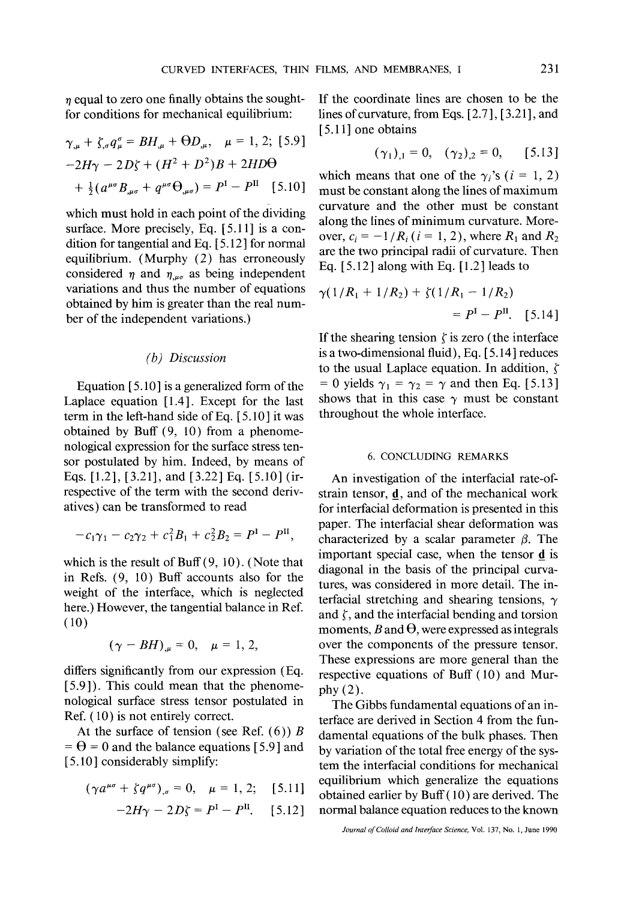$\eta$ equal to zero one finally obtains the sought-for conditions for mechanical equilibrium:

$$\gamma_{,\mu} + \zeta_{,\sigma} q^{\sigma}_{\mu} = BH_{,\mu} + \Theta D_{,\mu}, \quad \mu = 1, 2; \quad [5.9]$$

$$-2H\gamma - 2D\zeta + (H^2 + D^2)B + 2HD\Theta + \tfrac{1}{2}(a^{\mu\sigma}B_{,\mu\sigma} + q^{\mu\sigma}\Theta_{,\mu\sigma}) = P^{\mathrm{I}} - P^{\mathrm{II}} \quad [5.10]$$

which must hold in each point of the dividing surface. More precisely, Eq. [5.11] is a condition for tangential and Eq. [5.12] for normal equilibrium. (Murphy (2) has erroneously considered $\eta$ and $\eta_{,\mu\sigma}$ as being independent variations and thus the number of equations obtained by him is greater than the real number of the independent variations.)

### (b) Discussion

Equation [5.10] is a generalized form of the Laplace equation [1.4]. Except for the last term in the left-hand side of Eq. [5.10] it was obtained by Buff (9, 10) from a phenomenological expression for the surface stress tensor postulated by him. Indeed, by means of Eqs. [1.2], [3.21], and [3.22] Eq. [5.10] (irrespective of the term with the second derivatives) can be transformed to read

$$-c_1\gamma_1 - c_2\gamma_2 + c_1^2 B_1 + c_2^2 B_2 = P^{\mathrm{I}} - P^{\mathrm{II}},$$

which is the result of Buff (9, 10). (Note that in Refs. (9, 10) Buff accounts also for the weight of the interface, which is neglected here.) However, the tangential balance in Ref. (10)

$$(\gamma - BH)_{,\mu} = 0, \quad \mu = 1, 2,$$

differs significantly from our expression (Eq. [5.9]). This could mean that the phenomenological surface stress tensor postulated in Ref. (10) is not entirely correct.

At the surface of tension (see Ref. (6)) $B = \Theta = 0$ and the balance equations [5.9] and [5.10] considerably simplify:

$$(\gamma a^{\mu\sigma} + \zeta q^{\mu\sigma})_{,\sigma} = 0, \quad \mu = 1, 2; \quad [5.11]$$

$$-2H\gamma - 2D\zeta = P^{\mathrm{I}} - P^{\mathrm{II}}. \quad [5.12]$$

If the coordinate lines are chosen to be the lines of curvature, from Eqs. [2.7], [3.21], and [5.11] one obtains

$$(\gamma_1)_{,1} = 0, \quad (\gamma_2)_{,2} = 0, \quad [5.13]$$

which means that one of the $\gamma_i$'s ($i = 1, 2$) must be constant along the lines of maximum curvature and the other must be constant along the lines of minimum curvature. Moreover, $c_i = -1/R_i$ ($i = 1, 2$), where $R_1$ and $R_2$ are the two principal radii of curvature. Then Eq. [5.12] along with Eq. [1.2] leads to

$$\gamma(1/R_1 + 1/R_2) + \zeta(1/R_1 - 1/R_2) = P^{\mathrm{I}} - P^{\mathrm{II}}. \quad [5.14]$$

If the shearing tension $\zeta$ is zero (the interface is a two-dimensional fluid), Eq. [5.14] reduces to the usual Laplace equation. In addition, $\zeta = 0$ yields $\gamma_1 = \gamma_2 = \gamma$ and then Eq. [5.13] shows that in this case $\gamma$ must be constant throughout the whole interface.

## 6. CONCLUDING REMARKS

An investigation of the interfacial rate-of-strain tensor, $\underline{\mathbf{d}}$, and of the mechanical work for interfacial deformation is presented in this paper. The interfacial shear deformation was characterized by a scalar parameter $\beta$. The important special case, when the tensor $\underline{\mathbf{d}}$ is diagonal in the basis of the principal curvatures, was considered in more detail. The interfacial stretching and shearing tensions, $\gamma$ and $\zeta$, and the interfacial bending and torsion moments, $B$ and $\Theta$, were expressed as integrals over the components of the pressure tensor. These expressions are more general than the respective equations of Buff (10) and Murphy (2).

The Gibbs fundamental equations of an interface are derived in Section 4 from the fundamental equations of the bulk phases. Then by variation of the total free energy of the system the interfacial conditions for mechanical equilibrium which generalize the equations obtained earlier by Buff (10) are derived. The normal balance equation reduces to the known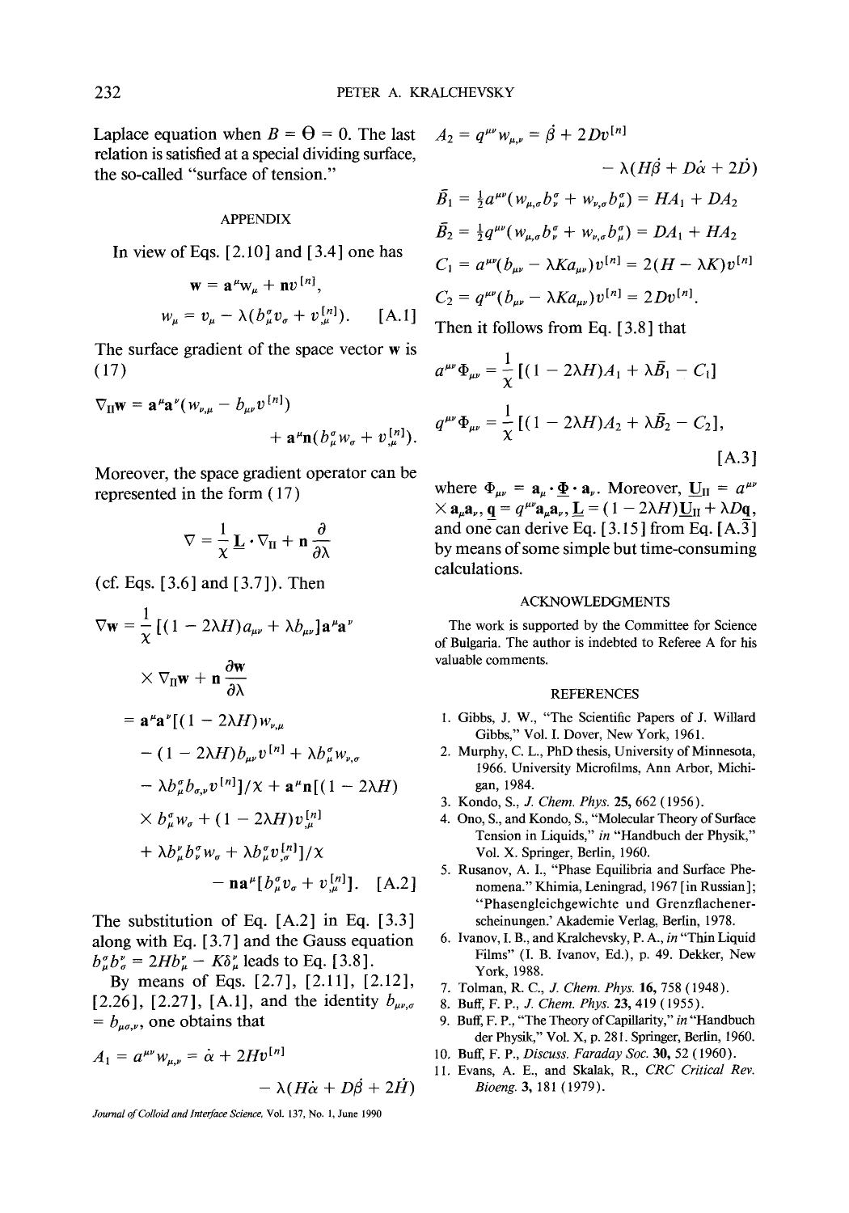Laplace equation when $B = \Theta = 0$. The last relation is satisfied at a special dividing surface, the so-called "surface of tension."

## APPENDIX

In view of Eqs. [2.10] and [3.4] one has

$$\mathbf{w} = \mathbf{a}^\mu w_\mu + \mathbf{n} v^{[n]},$$

$$w_\mu = v_\mu - \lambda(b_\mu^\sigma v_\sigma + v_{,\mu}^{[n]}). \quad \text{[A.1]}$$

The surface gradient of the space vector $\mathbf{w}$ is (17)

$$\nabla_{\text{II}}\mathbf{w} = \mathbf{a}^\mu \mathbf{a}^\nu (w_{\nu,\mu} - b_{\mu\nu} v^{[n]}) + \mathbf{a}^\mu \mathbf{n}(b_\mu^\sigma w_\sigma + v_{,\mu}^{[n]}).$$

Moreover, the space gradient operator can be represented in the form (17)

$$\nabla = \frac{1}{\chi}\underline{\mathbf{L}} \cdot \nabla_{\text{II}} + \mathbf{n}\frac{\partial}{\partial \lambda}$$

(cf. Eqs. [3.6] and [3.7]). Then

$$\begin{aligned}
\nabla \mathbf{w} &= \frac{1}{\chi}[(1 - 2\lambda H)a_{\mu\nu} + \lambda b_{\mu\nu}]\mathbf{a}^\mu \mathbf{a}^\nu \times \nabla_{\text{II}}\mathbf{w} + \mathbf{n}\frac{\partial \mathbf{w}}{\partial \lambda} \\
&= \mathbf{a}^\mu \mathbf{a}^\nu [(1 - 2\lambda H) w_{\nu,\mu} - (1 - 2\lambda H) b_{\mu\nu} v^{[n]} + \lambda b_\mu^\sigma w_{\nu,\sigma} \\
&\quad - \lambda b_\mu^\sigma b_{\sigma,\nu} v^{[n]}]/\chi + \mathbf{a}^\mu \mathbf{n}[(1 - 2\lambda H) \times b_\mu^\sigma w_\sigma + (1 - 2\lambda H) v_{,\mu}^{[n]} \\
&\quad + \lambda b_\mu^\nu b_\nu^\sigma w_\sigma + \lambda b_\mu^\sigma v_{,\sigma}^{[n]}]/\chi - \mathbf{n}\mathbf{a}^\mu [b_\mu^\sigma v_\sigma + v_{,\mu}^{[n]}]. \quad \text{[A.2]}
\end{aligned}$$

The substitution of Eq. [A.2] in Eq. [3.3] along with Eq. [3.7] and the Gauss equation $b_\mu^\sigma b_\sigma^\nu = 2Hb_\mu^\nu - K\delta_\mu^\nu$ leads to Eq. [3.8].

By means of Eqs. [2.7], [2.11], [2.12], [2.26], [2.27], [A.1], and the identity $b_{\mu\nu,\sigma} = b_{\mu\sigma,\nu}$, one obtains that

$$A_1 = a^{\mu\nu} w_{\mu,\nu} = \dot{\alpha} + 2Hv^{[n]} - \lambda(H\dot{\alpha} + D\dot{\beta} + 2\dot{H})$$

$$A_2 = q^{\mu\nu} w_{\mu,\nu} = \dot{\beta} + 2Dv^{[n]} - \lambda(H\dot{\beta} + D\dot{\alpha} + 2\dot{D})$$

$$\bar{B}_1 = \tfrac{1}{2}a^{\mu\nu}(w_{\mu,\sigma} b_\nu^\sigma + w_{\nu,\sigma} b_\mu^\sigma) = HA_1 + DA_2$$

$$\bar{B}_2 = \tfrac{1}{2}q^{\mu\nu}(w_{\mu,\sigma} b_\nu^\sigma + w_{\nu,\sigma} b_\mu^\sigma) = DA_1 + HA_2$$

$$C_1 = a^{\mu\nu}(b_{\mu\nu} - \lambda K a_{\mu\nu})v^{[n]} = 2(H - \lambda K)v^{[n]}$$

$$C_2 = q^{\mu\nu}(b_{\mu\nu} - \lambda K a_{\mu\nu})v^{[n]} = 2Dv^{[n]}.$$

Then it follows from Eq. [3.8] that

$$a^{\mu\nu}\Phi_{\mu\nu} = \frac{1}{\chi}[(1 - 2\lambda H)A_1 + \lambda \bar{B}_1 - C_1]$$

$$q^{\mu\nu}\Phi_{\mu\nu} = \frac{1}{\chi}[(1 - 2\lambda H)A_2 + \lambda \bar{B}_2 - C_2], \quad \text{[A.3]}$$

where $\Phi_{\mu\nu} = \mathbf{a}_\mu \cdot \underline{\mathbf{\Phi}} \cdot \mathbf{a}_\nu$. Moreover, $\underline{\mathbf{U}}_{\text{II}} = a^{\mu\nu} \times \mathbf{a}_\mu \mathbf{a}_\nu$, $\underline{\mathbf{q}} = q^{\mu\nu}\mathbf{a}_\mu \mathbf{a}_\nu$, $\underline{\mathbf{L}} = (1 - 2\lambda H)\underline{\mathbf{U}}_{\text{II}} + \lambda D \underline{\mathbf{q}}$, and one can derive Eq. [3.15] from Eq. [A.3] by means of some simple but time-consuming calculations.

## ACKNOWLEDGMENTS

The work is supported by the Committee for Science of Bulgaria. The author is indebted to Referee A for his valuable comments.

## REFERENCES

1. Gibbs, J. W., "The Scientific Papers of J. Willard Gibbs," Vol. I. Dover, New York, 1961.
2. Murphy, C. L., PhD thesis, University of Minnesota, 1966. University Microfilms, Ann Arbor, Michigan, 1984.
3. Kondo, S., *J. Chem. Phys.* **25,** 662 (1956).
4. Ono, S., and Kondo, S., "Molecular Theory of Surface Tension in Liquids," *in* "Handbuch der Physik," Vol. X. Springer, Berlin, 1960.
5. Rusanov, A. I., "Phase Equilibria and Surface Phenomena." Khimia, Leningrad, 1967 [in Russian]; "Phasengleichgewichte und Grenzflachenerscheinungen.' Akademie Verlag, Berlin, 1978.
6. Ivanov, I. B., and Kralchevsky, P. A., *in* "Thin Liquid Films" (I. B. Ivanov, Ed.), p. 49. Dekker, New York, 1988.
7. Tolman, R. C., *J. Chem. Phys.* **16,** 758 (1948).
8. Buff, F. P., *J. Chem. Phys.* **23,** 419 (1955).
9. Buff, F. P., "The Theory of Capillarity," *in* "Handbuch der Physik," Vol. X, p. 281. Springer, Berlin, 1960.
10. Buff, F. P., *Discuss. Faraday Soc.* **30,** 52 (1960).
11. Evans, A. E., and Skalak, R., *CRC Critical Rev. Bioeng.* **3,** 181 (1979).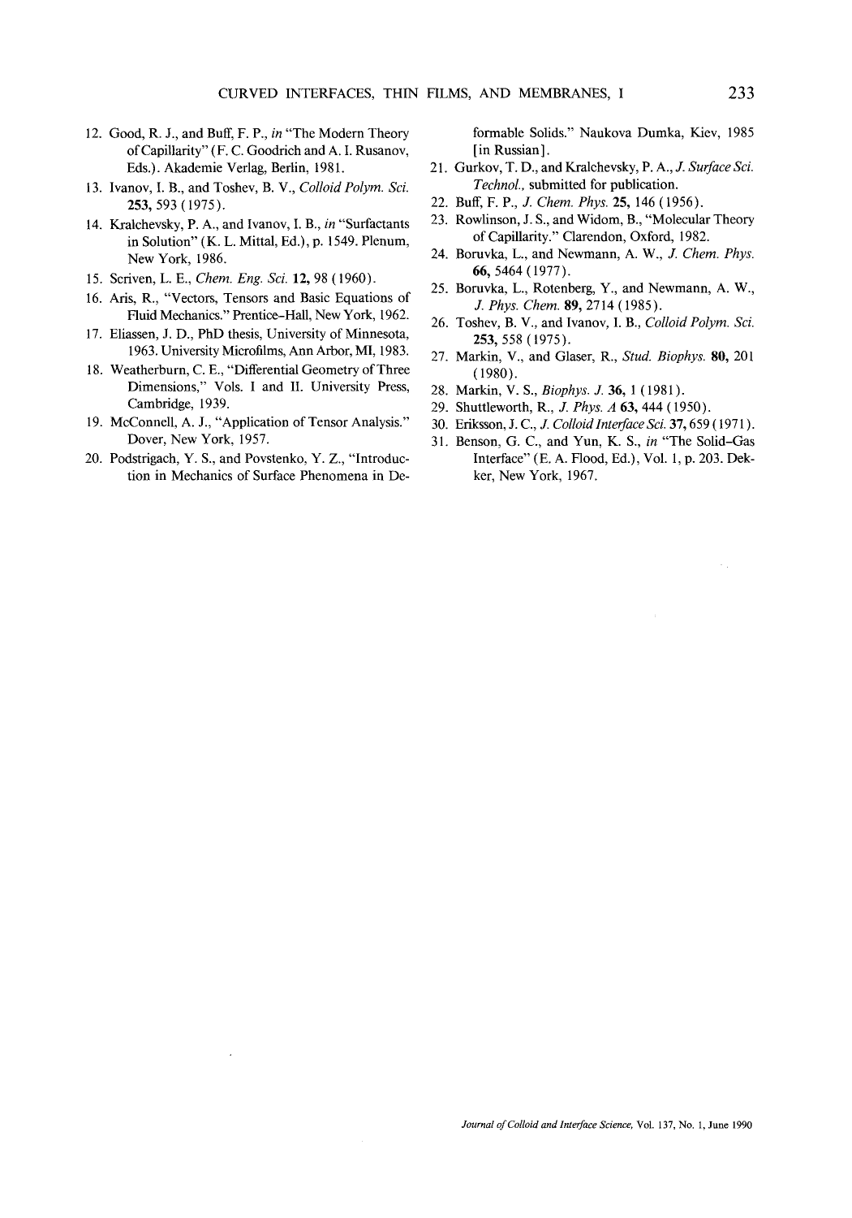12. Good, R. J., and Buff, F. P., *in* "The Modern Theory of Capillarity" (F. C. Goodrich and A. I. Rusanov, Eds.). Akademie Verlag, Berlin, 1981.
13. Ivanov, I. B., and Toshev, B. V., *Colloid Polym. Sci.* **253**, 593 (1975).
14. Kralchevsky, P. A., and Ivanov, I. B., *in* "Surfactants in Solution" (K. L. Mittal, Ed.), p. 1549. Plenum, New York, 1986.
15. Scriven, L. E., *Chem. Eng. Sci.* **12**, 98 (1960).
16. Aris, R., "Vectors, Tensors and Basic Equations of Fluid Mechanics." Prentice-Hall, New York, 1962.
17. Eliassen, J. D., PhD thesis, University of Minnesota, 1963. University Microfilms, Ann Arbor, MI, 1983.
18. Weatherburn, C. E., "Differential Geometry of Three Dimensions," Vols. I and II. University Press, Cambridge, 1939.
19. McConnell, A. J., "Application of Tensor Analysis." Dover, New York, 1957.
20. Podstrigach, Y. S., and Povstenko, Y. Z., "Introduction in Mechanics of Surface Phenomena in Deformable Solids." Naukova Dumka, Kiev, 1985 [in Russian].
21. Gurkov, T. D., and Kralchevsky, P. A., *J. Surface Sci. Technol.*, submitted for publication.
22. Buff, F. P., *J. Chem. Phys.* **25**, 146 (1956).
23. Rowlinson, J. S., and Widom, B., "Molecular Theory of Capillarity." Clarendon, Oxford, 1982.
24. Boruvka, L., and Newmann, A. W., *J. Chem. Phys.* **66**, 5464 (1977).
25. Boruvka, L., Rotenberg, Y., and Newmann, A. W., *J. Phys. Chem.* **89**, 2714 (1985).
26. Toshev, B. V., and Ivanov, I. B., *Colloid Polym. Sci.* **253**, 558 (1975).
27. Markin, V., and Glaser, R., *Stud. Biophys.* **80**, 201 (1980).
28. Markin, V. S., *Biophys. J.* **36**, 1 (1981).
29. Shuttleworth, R., *J. Phys. A* **63**, 444 (1950).
30. Eriksson, J. C., *J. Colloid Interface Sci.* **37**, 659 (1971).
31. Benson, G. C., and Yun, K. S., *in* "The Solid–Gas Interface" (E. A. Flood, Ed.), Vol. 1, p. 203. Dekker, New York, 1967.